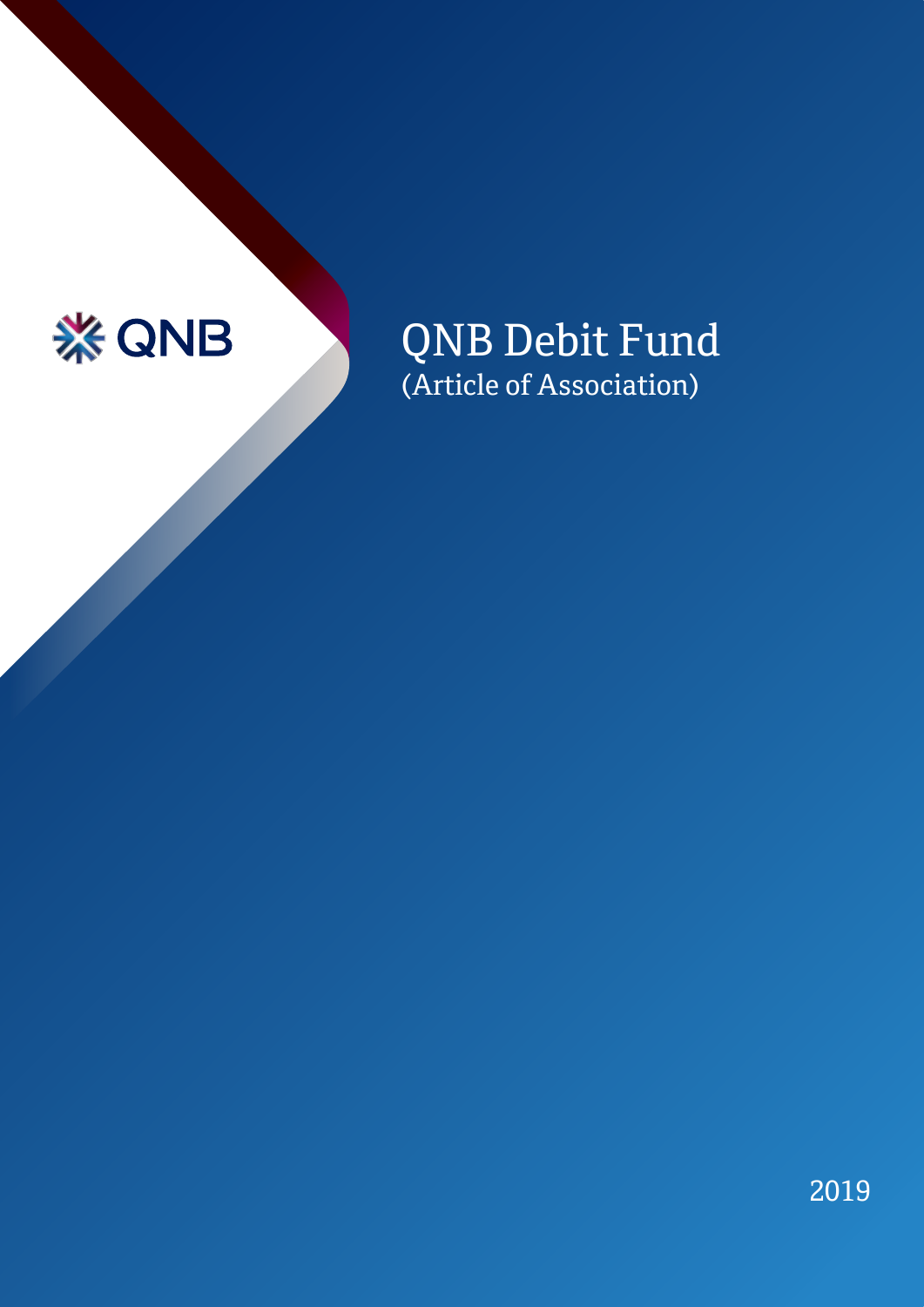QNB

# QNB Debit Fund

(Article of Association)

2019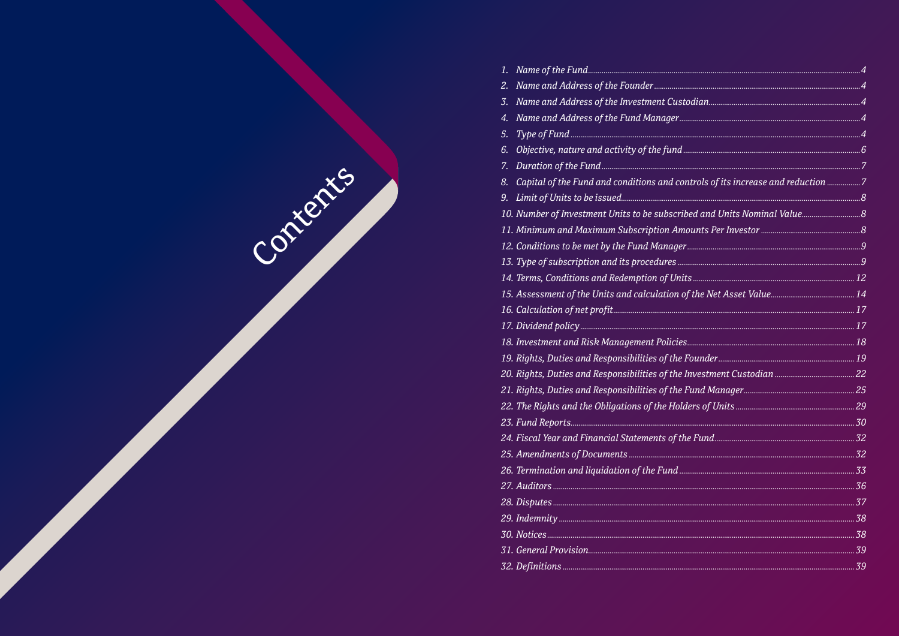# Contents

1. *Name of the Fund* ..... *4*
2. *Name and Address of the Founder* ..... *4*
3. *Name and Address of the Investment Custodian* ..... *4*
4. *Name and Address of the Fund Manager* ..... *4*
5. *Type of Fund* ..... *4*
6. *Objective, nature and activity of the fund* ..... *6*
7. *Duration of the Fund* ..... *7*
8. *Capital of the Fund and conditions and controls of its increase and reduction* ..... *7*
9. *Limit of Units to be issued* ..... *8*
10. *Number of Investment Units to be subscribed and Units Nominal Value* ..... *8*
11. *Minimum and Maximum Subscription Amounts Per Investor* ..... *8*
12. *Conditions to be met by the Fund Manager* ..... *9*
13. *Type of subscription and its procedures* ..... *9*
14. *Terms, Conditions and Redemption of Units* ..... *12*
15. *Assessment of the Units and calculation of the Net Asset Value* ..... *14*
16. *Calculation of net profit* ..... *17*
17. *Dividend policy* ..... *17*
18. *Investment and Risk Management Policies* ..... *18*
19. *Rights, Duties and Responsibilities of the Founder* ..... *19*
20. *Rights, Duties and Responsibilities of the Investment Custodian* ..... *22*
21. *Rights, Duties and Responsibilities of the Fund Manager* ..... *25*
22. *The Rights and the Obligations of the Holders of Units* ..... *29*
23. *Fund Reports* ..... *30*
24. *Fiscal Year and Financial Statements of the Fund* ..... *32*
25. *Amendments of Documents* ..... *32*
26. *Termination and liquidation of the Fund* ..... *33*
27. *Auditors* ..... *36*
28. *Disputes* ..... *37*
29. *Indemnity* ..... *38*
30. *Notices* ..... *38*
31. *General Provision* ..... *39*
32. *Definitions* ..... *39*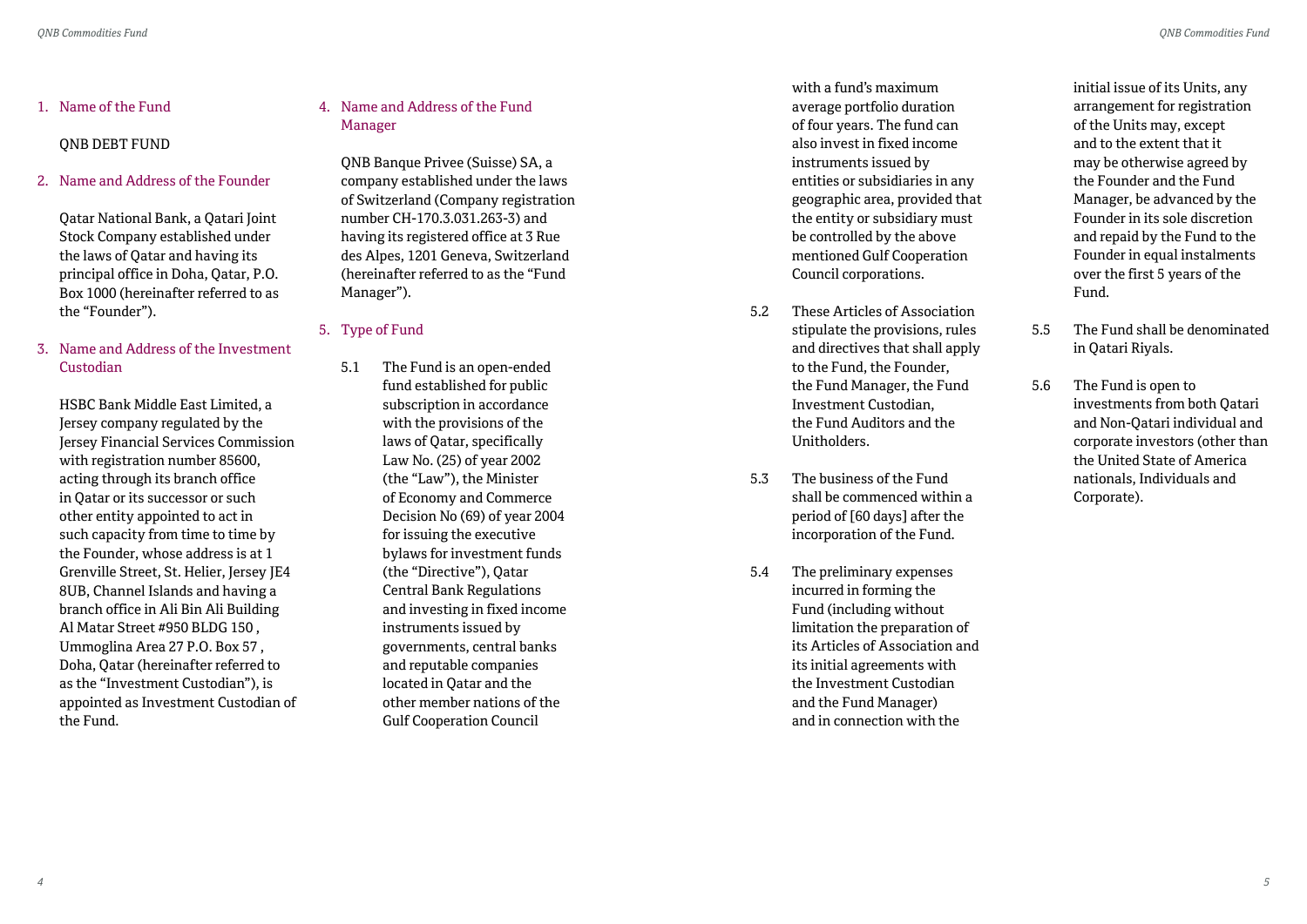1. Name of the Fund

   QNB DEBT FUND

2. Name and Address of the Founder

   Qatar National Bank, a Qatari Joint Stock Company established under the laws of Qatar and having its principal office in Doha, Qatar, P.O. Box 1000 (hereinafter referred to as the "Founder").

3. Name and Address of the Investment Custodian

   HSBC Bank Middle East Limited, a Jersey company regulated by the Jersey Financial Services Commission with registration number 85600, acting through its branch office in Qatar or its successor or such other entity appointed to act in such capacity from time to time by the Founder, whose address is at 1 Grenville Street, St. Helier, Jersey JE4 8UB, Channel Islands and having a branch office in Ali Bin Ali Building Al Matar Street #950 BLDG 150 , Ummoglina Area 27 P.O. Box 57 , Doha, Qatar (hereinafter referred to as the "Investment Custodian"), is appointed as Investment Custodian of the Fund.

4. Name and Address of the Fund Manager

   QNB Banque Privee (Suisse) SA, a company established under the laws of Switzerland (Company registration number CH-170.3.031.263-3) and having its registered office at 3 Rue des Alpes, 1201 Geneva, Switzerland (hereinafter referred to as the "Fund Manager").

5. Type of Fund

   5.1 The Fund is an open-ended fund established for public subscription in accordance with the provisions of the laws of Qatar, specifically Law No. (25) of year 2002 (the "Law"), the Minister of Economy and Commerce Decision No (69) of year 2004 for issuing the executive bylaws for investment funds (the "Directive"), Qatar Central Bank Regulations and investing in fixed income instruments issued by governments, central banks and reputable companies located in Qatar and the other member nations of the Gulf Cooperation Council with a fund's maximum average portfolio duration of four years. The fund can also invest in fixed income instruments issued by entities or subsidiaries in any geographic area, provided that the entity or subsidiary must be controlled by the above mentioned Gulf Cooperation Council corporations.

   5.2 These Articles of Association stipulate the provisions, rules and directives that shall apply to the Fund, the Founder, the Fund Manager, the Fund Investment Custodian, the Fund Auditors and the Unitholders.

   5.3 The business of the Fund shall be commenced within a period of [60 days] after the incorporation of the Fund.

   5.4 The preliminary expenses incurred in forming the Fund (including without limitation the preparation of its Articles of Association and its initial agreements with the Investment Custodian and the Fund Manager) and in connection with the initial issue of its Units, any arrangement for registration of the Units may, except and to the extent that it may be otherwise agreed by the Founder and the Fund Manager, be advanced by the Founder in its sole discretion and repaid by the Fund to the Founder in equal instalments over the first 5 years of the Fund.

   5.5 The Fund shall be denominated in Qatari Riyals.

   5.6 The Fund is open to investments from both Qatari and Non-Qatari individual and corporate investors (other than the United State of America nationals, Individuals and Corporate).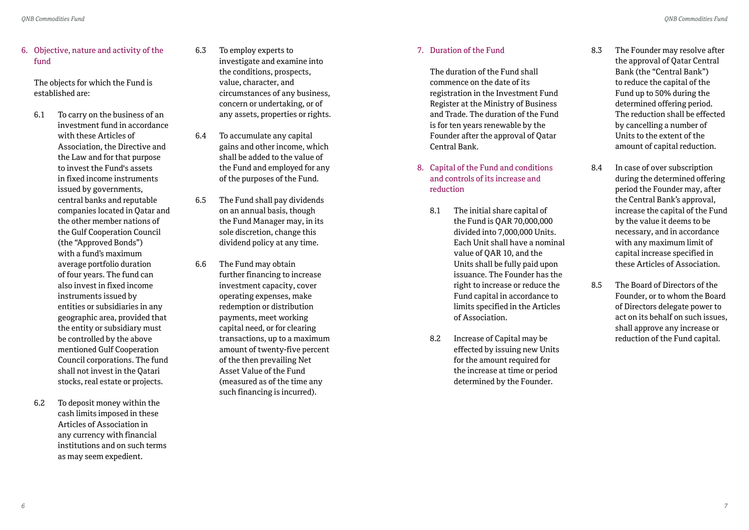## 6. Objective, nature and activity of the fund

The objects for which the Fund is established are:

6.1 To carry on the business of an investment fund in accordance with these Articles of Association, the Directive and the Law and for that purpose to invest the Fund's assets in fixed income instruments issued by governments, central banks and reputable companies located in Qatar and the other member nations of the Gulf Cooperation Council (the "Approved Bonds") with a fund's maximum average portfolio duration of four years. The fund can also invest in fixed income instruments issued by entities or subsidiaries in any geographic area, provided that the entity or subsidiary must be controlled by the above mentioned Gulf Cooperation Council corporations. The fund shall not invest in the Qatari stocks, real estate or projects.

6.2 To deposit money within the cash limits imposed in these Articles of Association in any currency with financial institutions and on such terms as may seem expedient.

6.3 To employ experts to investigate and examine into the conditions, prospects, value, character, and circumstances of any business, concern or undertaking, or of any assets, properties or rights.

6.4 To accumulate any capital gains and other income, which shall be added to the value of the Fund and employed for any of the purposes of the Fund.

6.5 The Fund shall pay dividends on an annual basis, though the Fund Manager may, in its sole discretion, change this dividend policy at any time.

6.6 The Fund may obtain further financing to increase investment capacity, cover operating expenses, make redemption or distribution payments, meet working capital need, or for clearing transactions, up to a maximum amount of twenty-five percent of the then prevailing Net Asset Value of the Fund (measured as of the time any such financing is incurred).

## 7. Duration of the Fund

The duration of the Fund shall commence on the date of its registration in the Investment Fund Register at the Ministry of Business and Trade. The duration of the Fund is for ten years renewable by the Founder after the approval of Qatar Central Bank.

## 8. Capital of the Fund and conditions and controls of its increase and reduction

8.1 The initial share capital of the Fund is QAR 70,000,000 divided into 7,000,000 Units. Each Unit shall have a nominal value of QAR 10, and the Units shall be fully paid upon issuance. The Founder has the right to increase or reduce the Fund capital in accordance to limits specified in the Articles of Association.

8.2 Increase of Capital may be effected by issuing new Units for the amount required for the increase at time or period determined by the Founder.

8.3 The Founder may resolve after the approval of Qatar Central Bank (the "Central Bank") to reduce the capital of the Fund up to 50% during the determined offering period. The reduction shall be effected by cancelling a number of Units to the extent of the amount of capital reduction.

8.4 In case of over subscription during the determined offering period the Founder may, after the Central Bank's approval, increase the capital of the Fund by the value it deems to be necessary, and in accordance with any maximum limit of capital increase specified in these Articles of Association.

8.5 The Board of Directors of the Founder, or to whom the Board of Directors delegate power to act on its behalf on such issues, shall approve any increase or reduction of the Fund capital.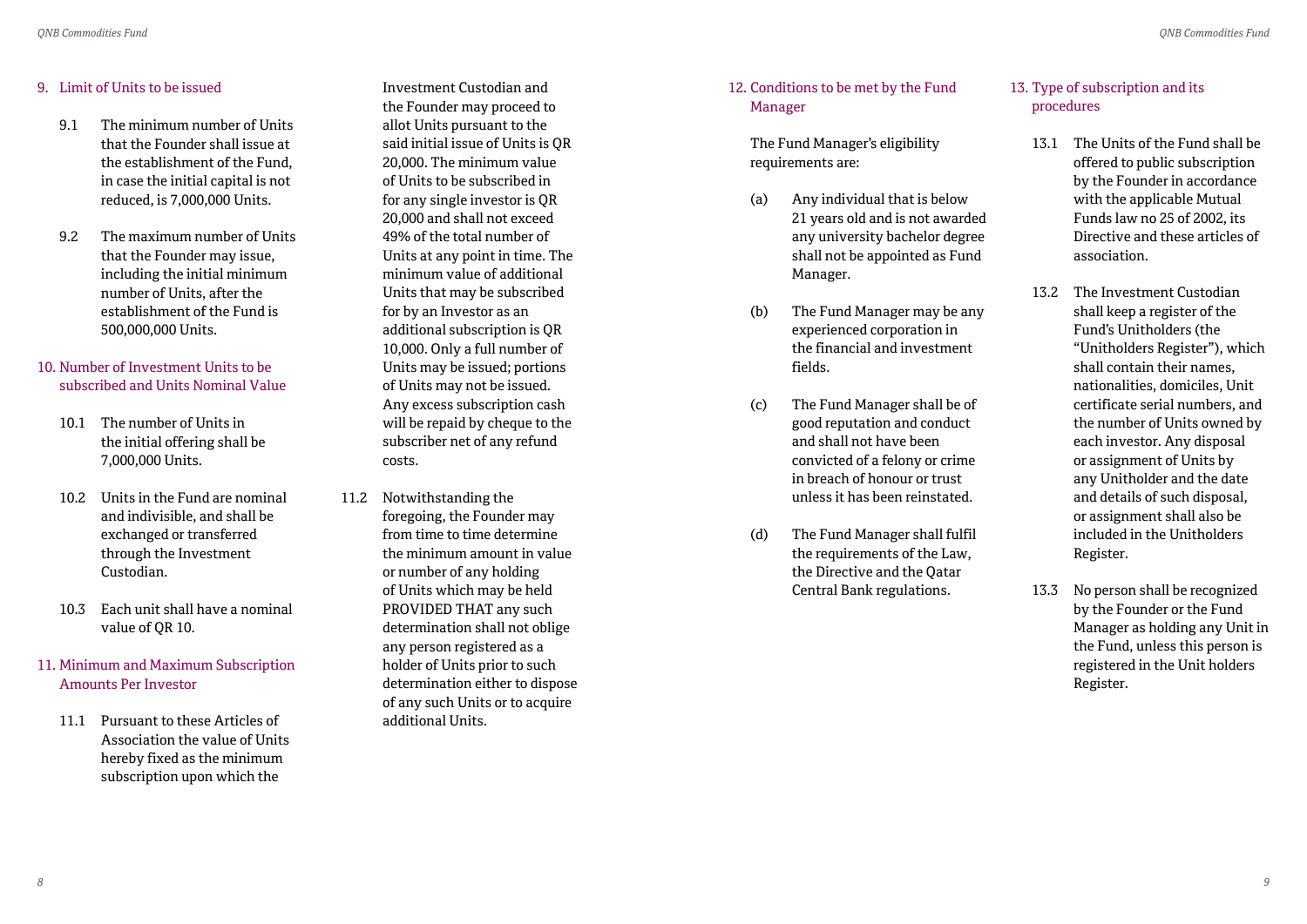## 9. Limit of Units to be issued

9.1 The minimum number of Units that the Founder shall issue at the establishment of the Fund, in case the initial capital is not reduced, is 7,000,000 Units.

9.2 The maximum number of Units that the Founder may issue, including the initial minimum number of Units, after the establishment of the Fund is 500,000,000 Units.

## 10. Number of Investment Units to be subscribed and Units Nominal Value

10.1 The number of Units in the initial offering shall be 7,000,000 Units.

10.2 Units in the Fund are nominal and indivisible, and shall be exchanged or transferred through the Investment Custodian.

10.3 Each unit shall have a nominal value of QR 10.

## 11. Minimum and Maximum Subscription Amounts Per Investor

11.1 Pursuant to these Articles of Association the value of Units hereby fixed as the minimum subscription upon which the Investment Custodian and the Founder may proceed to allot Units pursuant to the said initial issue of Units is QR 20,000. The minimum value of Units to be subscribed in for any single investor is QR 20,000 and shall not exceed 49% of the total number of Units at any point in time. The minimum value of additional Units that may be subscribed for by an Investor as an additional subscription is QR 10,000. Only a full number of Units may be issued; portions of Units may not be issued. Any excess subscription cash will be repaid by cheque to the subscriber net of any refund costs.

11.2 Notwithstanding the foregoing, the Founder may from time to time determine the minimum amount in value or number of any holding of Units which may be held PROVIDED THAT any such determination shall not oblige any person registered as a holder of Units prior to such determination either to dispose of any such Units or to acquire additional Units.

## 12. Conditions to be met by the Fund Manager

The Fund Manager's eligibility requirements are:

(a) Any individual that is below 21 years old and is not awarded any university bachelor degree shall not be appointed as Fund Manager.

(b) The Fund Manager may be any experienced corporation in the financial and investment fields.

(c) The Fund Manager shall be of good reputation and conduct and shall not have been convicted of a felony or crime in breach of honour or trust unless it has been reinstated.

(d) The Fund Manager shall fulfil the requirements of the Law, the Directive and the Qatar Central Bank regulations.

## 13. Type of subscription and its procedures

13.1 The Units of the Fund shall be offered to public subscription by the Founder in accordance with the applicable Mutual Funds law no 25 of 2002, its Directive and these articles of association.

13.2 The Investment Custodian shall keep a register of the Fund's Unitholders (the "Unitholders Register"), which shall contain their names, nationalities, domiciles, Unit certificate serial numbers, and the number of Units owned by each investor. Any disposal or assignment of Units by any Unitholder and the date and details of such disposal, or assignment shall also be included in the Unitholders Register.

13.3 No person shall be recognized by the Founder or the Fund Manager as holding any Unit in the Fund, unless this person is registered in the Unit holders Register.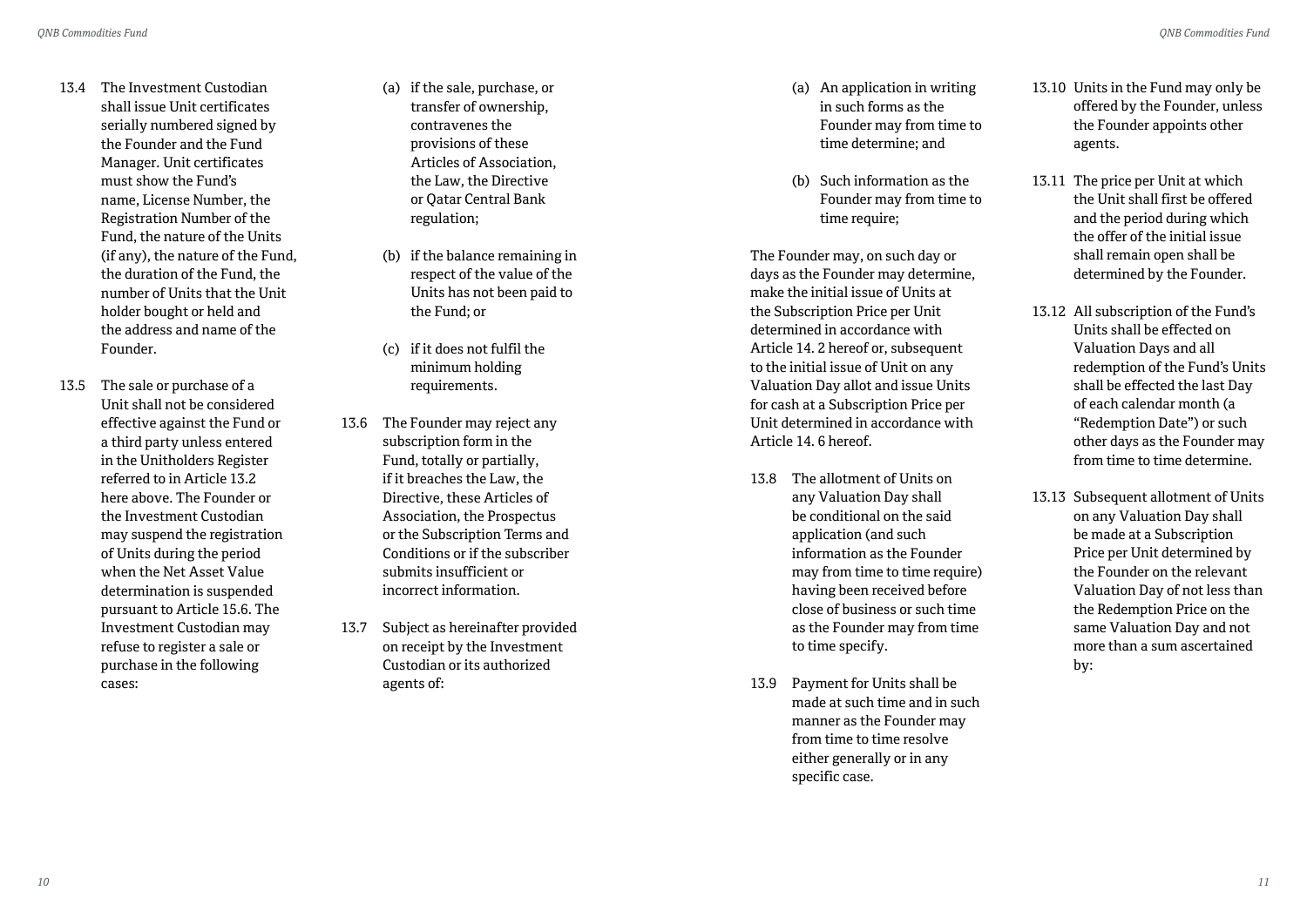13.4 The Investment Custodian shall issue Unit certificates serially numbered signed by the Founder and the Fund Manager. Unit certificates must show the Fund's name, License Number, the Registration Number of the Fund, the nature of the Units (if any), the nature of the Fund, the duration of the Fund, the number of Units that the Unit holder bought or held and the address and name of the Founder.

13.5 The sale or purchase of a Unit shall not be considered effective against the Fund or a third party unless entered in the Unitholders Register referred to in Article 13.2 here above. The Founder or the Investment Custodian may suspend the registration of Units during the period when the Net Asset Value determination is suspended pursuant to Article 15.6. The Investment Custodian may refuse to register a sale or purchase in the following cases:

(a) if the sale, purchase, or transfer of ownership, contravenes the provisions of these Articles of Association, the Law, the Directive or Qatar Central Bank regulation;

(b) if the balance remaining in respect of the value of the Units has not been paid to the Fund; or

(c) if it does not fulfil the minimum holding requirements.

13.6 The Founder may reject any subscription form in the Fund, totally or partially, if it breaches the Law, the Directive, these Articles of Association, the Prospectus or the Subscription Terms and Conditions or if the subscriber submits insufficient or incorrect information.

13.7 Subject as hereinafter provided on receipt by the Investment Custodian or its authorized agents of:

(a) An application in writing in such forms as the Founder may from time to time determine; and

(b) Such information as the Founder may from time to time require;

The Founder may, on such day or days as the Founder may determine, make the initial issue of Units at the Subscription Price per Unit determined in accordance with Article 14. 2 hereof or, subsequent to the initial issue of Unit on any Valuation Day allot and issue Units for cash at a Subscription Price per Unit determined in accordance with Article 14. 6 hereof.

13.8 The allotment of Units on any Valuation Day shall be conditional on the said application (and such information as the Founder may from time to time require) having been received before close of business or such time as the Founder may from time to time specify.

13.9 Payment for Units shall be made at such time and in such manner as the Founder may from time to time resolve either generally or in any specific case.

13.10 Units in the Fund may only be offered by the Founder, unless the Founder appoints other agents.

13.11 The price per Unit at which the Unit shall first be offered and the period during which the offer of the initial issue shall remain open shall be determined by the Founder.

13.12 All subscription of the Fund's Units shall be effected on Valuation Days and all redemption of the Fund's Units shall be effected the last Day of each calendar month (a "Redemption Date") or such other days as the Founder may from time to time determine.

13.13 Subsequent allotment of Units on any Valuation Day shall be made at a Subscription Price per Unit determined by the Founder on the relevant Valuation Day of not less than the Redemption Price on the same Valuation Day and not more than a sum ascertained by: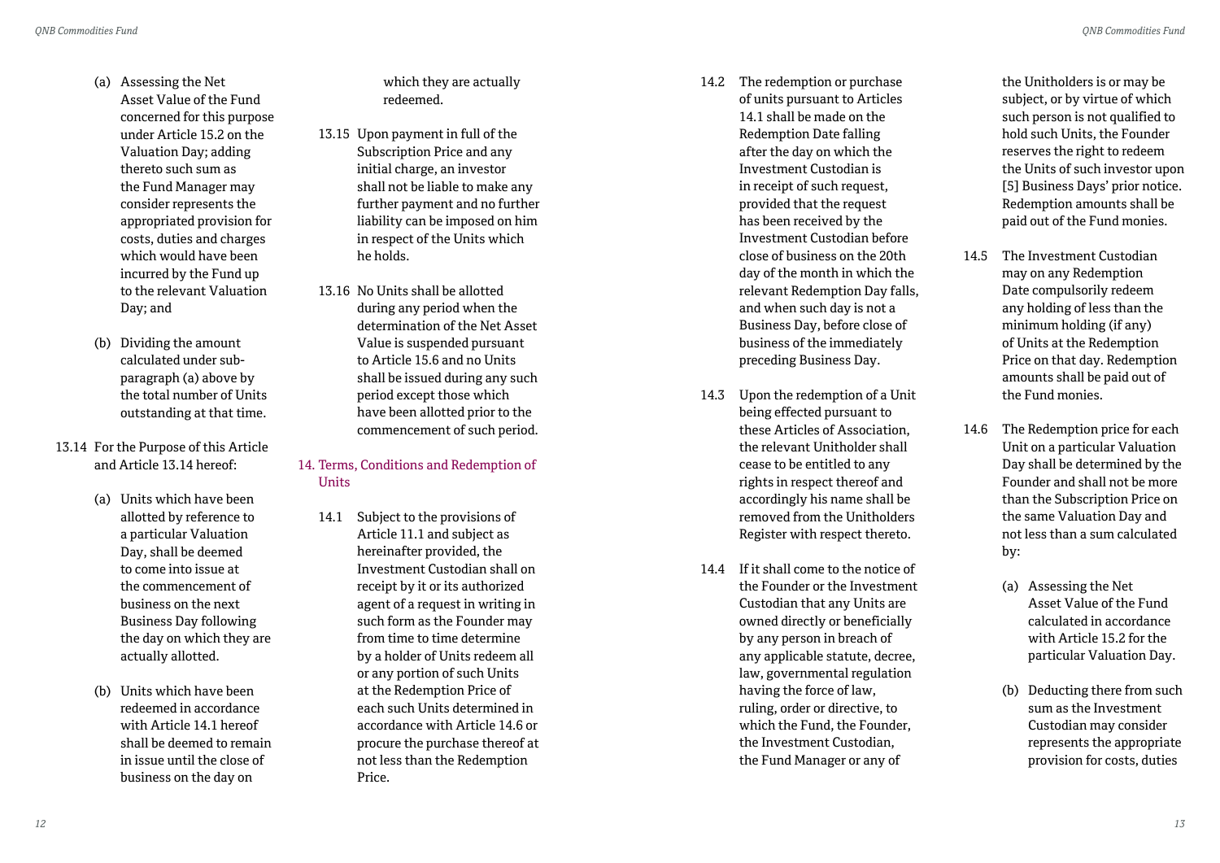(a) Assessing the Net Asset Value of the Fund concerned for this purpose under Article 15.2 on the Valuation Day; adding thereto such sum as the Fund Manager may consider represents the appropriated provision for costs, duties and charges which would have been incurred by the Fund up to the relevant Valuation Day; and

(b) Dividing the amount calculated under sub-paragraph (a) above by the total number of Units outstanding at that time.

13.14 For the Purpose of this Article and Article 13.14 hereof:

(a) Units which have been allotted by reference to a particular Valuation Day, shall be deemed to come into issue at the commencement of business on the next Business Day following the day on which they are actually allotted.

(b) Units which have been redeemed in accordance with Article 14.1 hereof shall be deemed to remain in issue until the close of business on the day on which they are actually redeemed.

13.15 Upon payment in full of the Subscription Price and any initial charge, an investor shall not be liable to make any further payment and no further liability can be imposed on him in respect of the Units which he holds.

13.16 No Units shall be allotted during any period when the determination of the Net Asset Value is suspended pursuant to Article 15.6 and no Units shall be issued during any such period except those which have been allotted prior to the commencement of such period.

## 14. Terms, Conditions and Redemption of Units

14.1 Subject to the provisions of Article 11.1 and subject as hereinafter provided, the Investment Custodian shall on receipt by it or its authorized agent of a request in writing in such form as the Founder may from time to time determine by a holder of Units redeem all or any portion of such Units at the Redemption Price of each such Units determined in accordance with Article 14.6 or procure the purchase thereof at not less than the Redemption Price.

14.2 The redemption or purchase of units pursuant to Articles 14.1 shall be made on the Redemption Date falling after the day on which the Investment Custodian is in receipt of such request, provided that the request has been received by the Investment Custodian before close of business on the 20th day of the month in which the relevant Redemption Day falls, and when such day is not a Business Day, before close of business of the immediately preceding Business Day.

14.3 Upon the redemption of a Unit being effected pursuant to these Articles of Association, the relevant Unitholder shall cease to be entitled to any rights in respect thereof and accordingly his name shall be removed from the Unitholders Register with respect thereto.

14.4 If it shall come to the notice of the Founder or the Investment Custodian that any Units are owned directly or beneficially by any person in breach of any applicable statute, decree, law, governmental regulation having the force of law, ruling, order or directive, to which the Fund, the Founder, the Investment Custodian, the Fund Manager or any of the Unitholders is or may be subject, or by virtue of which such person is not qualified to hold such Units, the Founder reserves the right to redeem the Units of such investor upon [5] Business Days' prior notice. Redemption amounts shall be paid out of the Fund monies.

14.5 The Investment Custodian may on any Redemption Date compulsorily redeem any holding of less than the minimum holding (if any) of Units at the Redemption Price on that day. Redemption amounts shall be paid out of the Fund monies.

14.6 The Redemption price for each Unit on a particular Valuation Day shall be determined by the Founder and shall not be more than the Subscription Price on the same Valuation Day and not less than a sum calculated by:

(a) Assessing the Net Asset Value of the Fund calculated in accordance with Article 15.2 for the particular Valuation Day.

(b) Deducting there from such sum as the Investment Custodian may consider represents the appropriate provision for costs, duties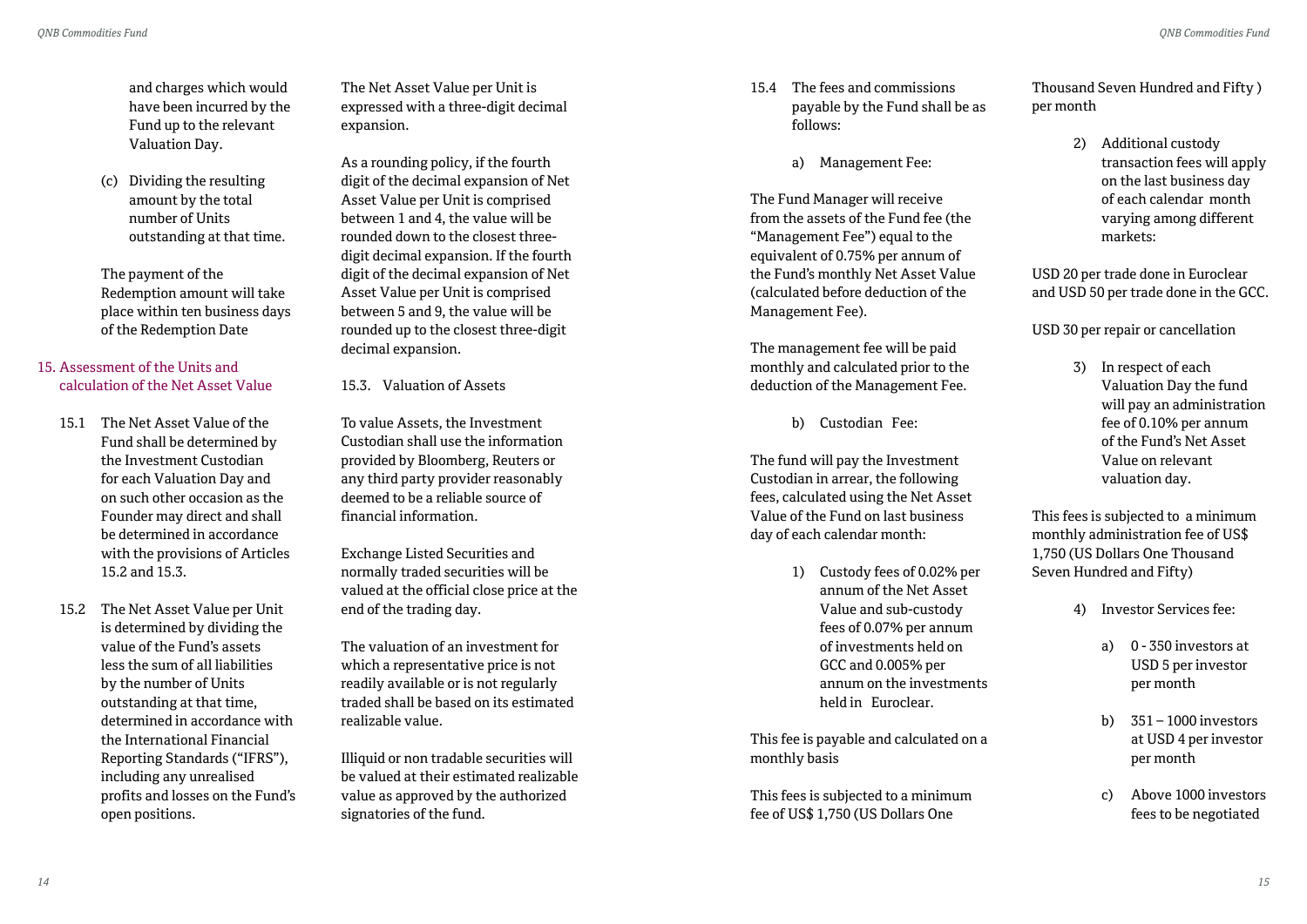and charges which would have been incurred by the Fund up to the relevant Valuation Day.

(c) Dividing the resulting amount by the total number of Units outstanding at that time.

The payment of the Redemption amount will take place within ten business days of the Redemption Date

## 15. Assessment of the Units and calculation of the Net Asset Value

15.1 The Net Asset Value of the Fund shall be determined by the Investment Custodian for each Valuation Day and on such other occasion as the Founder may direct and shall be determined in accordance with the provisions of Articles 15.2 and 15.3.

15.2 The Net Asset Value per Unit is determined by dividing the value of the Fund's assets less the sum of all liabilities by the number of Units outstanding at that time, determined in accordance with the International Financial Reporting Standards ("IFRS"), including any unrealised profits and losses on the Fund's open positions.

The Net Asset Value per Unit is expressed with a three-digit decimal expansion.

As a rounding policy, if the fourth digit of the decimal expansion of Net Asset Value per Unit is comprised between 1 and 4, the value will be rounded down to the closest three-digit decimal expansion. If the fourth digit of the decimal expansion of Net Asset Value per Unit is comprised between 5 and 9, the value will be rounded up to the closest three-digit decimal expansion.

15.3. Valuation of Assets

To value Assets, the Investment Custodian shall use the information provided by Bloomberg, Reuters or any third party provider reasonably deemed to be a reliable source of financial information.

Exchange Listed Securities and normally traded securities will be valued at the official close price at the end of the trading day.

The valuation of an investment for which a representative price is not readily available or is not regularly traded shall be based on its estimated realizable value.

Illiquid or non tradable securities will be valued at their estimated realizable value as approved by the authorized signatories of the fund.

15.4 The fees and commissions payable by the Fund shall be as follows:

a) Management Fee:

The Fund Manager will receive from the assets of the Fund fee (the "Management Fee") equal to the equivalent of 0.75% per annum of the Fund's monthly Net Asset Value (calculated before deduction of the Management Fee).

The management fee will be paid monthly and calculated prior to the deduction of the Management Fee.

b) Custodian Fee:

The fund will pay the Investment Custodian in arrear, the following fees, calculated using the Net Asset Value of the Fund on last business day of each calendar month:

1) Custody fees of 0.02% per annum of the Net Asset Value and sub-custody fees of 0.07% per annum of investments held on GCC and 0.005% per annum on the investments held in Euroclear.

This fee is payable and calculated on a monthly basis

This fees is subjected to a minimum fee of US$ 1,750 (US Dollars One Thousand Seven Hundred and Fifty ) per month

2) Additional custody transaction fees will apply on the last business day of each calendar month varying among different markets:

USD 20 per trade done in Euroclear and USD 50 per trade done in the GCC.

USD 30 per repair or cancellation

3) In respect of each Valuation Day the fund will pay an administration fee of 0.10% per annum of the Fund's Net Asset Value on relevant valuation day.

This fees is subjected to a minimum monthly administration fee of US$ 1,750 (US Dollars One Thousand Seven Hundred and Fifty)

4) Investor Services fee:

a) 0 - 350 investors at USD 5 per investor per month

b) 351 – 1000 investors at USD 4 per investor per month

c) Above 1000 investors fees to be negotiated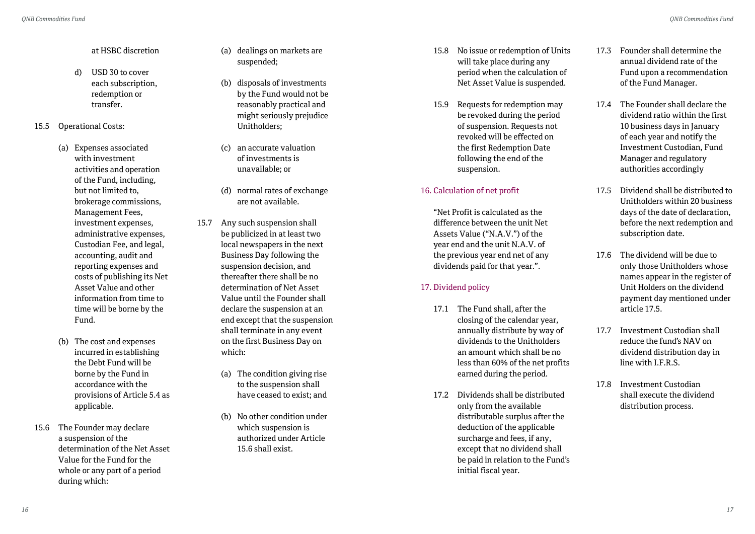at HSBC discretion

d) USD 30 to cover each subscription, redemption or transfer.

15.5 Operational Costs:

(a) Expenses associated with investment activities and operation of the Fund, including, but not limited to, brokerage commissions, Management Fees, investment expenses, administrative expenses, Custodian Fee, and legal, accounting, audit and reporting expenses and costs of publishing its Net Asset Value and other information from time to time will be borne by the Fund.

(b) The cost and expenses incurred in establishing the Debt Fund will be borne by the Fund in accordance with the provisions of Article 5.4 as applicable.

15.6 The Founder may declare a suspension of the determination of the Net Asset Value for the Fund for the whole or any part of a period during which:

(a) dealings on markets are suspended;

(b) disposals of investments by the Fund would not be reasonably practical and might seriously prejudice Unitholders;

(c) an accurate valuation of investments is unavailable; or

(d) normal rates of exchange are not available.

15.7 Any such suspension shall be publicized in at least two local newspapers in the next Business Day following the suspension decision, and thereafter there shall be no determination of Net Asset Value until the Founder shall declare the suspension at an end except that the suspension shall terminate in any event on the first Business Day on which:

(a) The condition giving rise to the suspension shall have ceased to exist; and

(b) No other condition under which suspension is authorized under Article 15.6 shall exist.

15.8 No issue or redemption of Units will take place during any period when the calculation of Net Asset Value is suspended.

15.9 Requests for redemption may be revoked during the period of suspension. Requests not revoked will be effected on the first Redemption Date following the end of the suspension.

## 16. Calculation of net profit

"Net Profit is calculated as the difference between the unit Net Assets Value ("N.A.V.") of the year end and the unit N.A.V. of the previous year end net of any dividends paid for that year.".

## 17. Dividend policy

17.1 The Fund shall, after the closing of the calendar year, annually distribute by way of dividends to the Unitholders an amount which shall be no less than 60% of the net profits earned during the period.

17.2 Dividends shall be distributed only from the available distributable surplus after the deduction of the applicable surcharge and fees, if any, except that no dividend shall be paid in relation to the Fund's initial fiscal year.

17.3 Founder shall determine the annual dividend rate of the Fund upon a recommendation of the Fund Manager.

17.4 The Founder shall declare the dividend ratio within the first 10 business days in January of each year and notify the Investment Custodian, Fund Manager and regulatory authorities accordingly

17.5 Dividend shall be distributed to Unitholders within 20 business days of the date of declaration, before the next redemption and subscription date.

17.6 The dividend will be due to only those Unitholders whose names appear in the register of Unit Holders on the dividend payment day mentioned under article 17.5.

17.7 Investment Custodian shall reduce the fund's NAV on dividend distribution day in line with I.F.R.S.

17.8 Investment Custodian shall execute the dividend distribution process.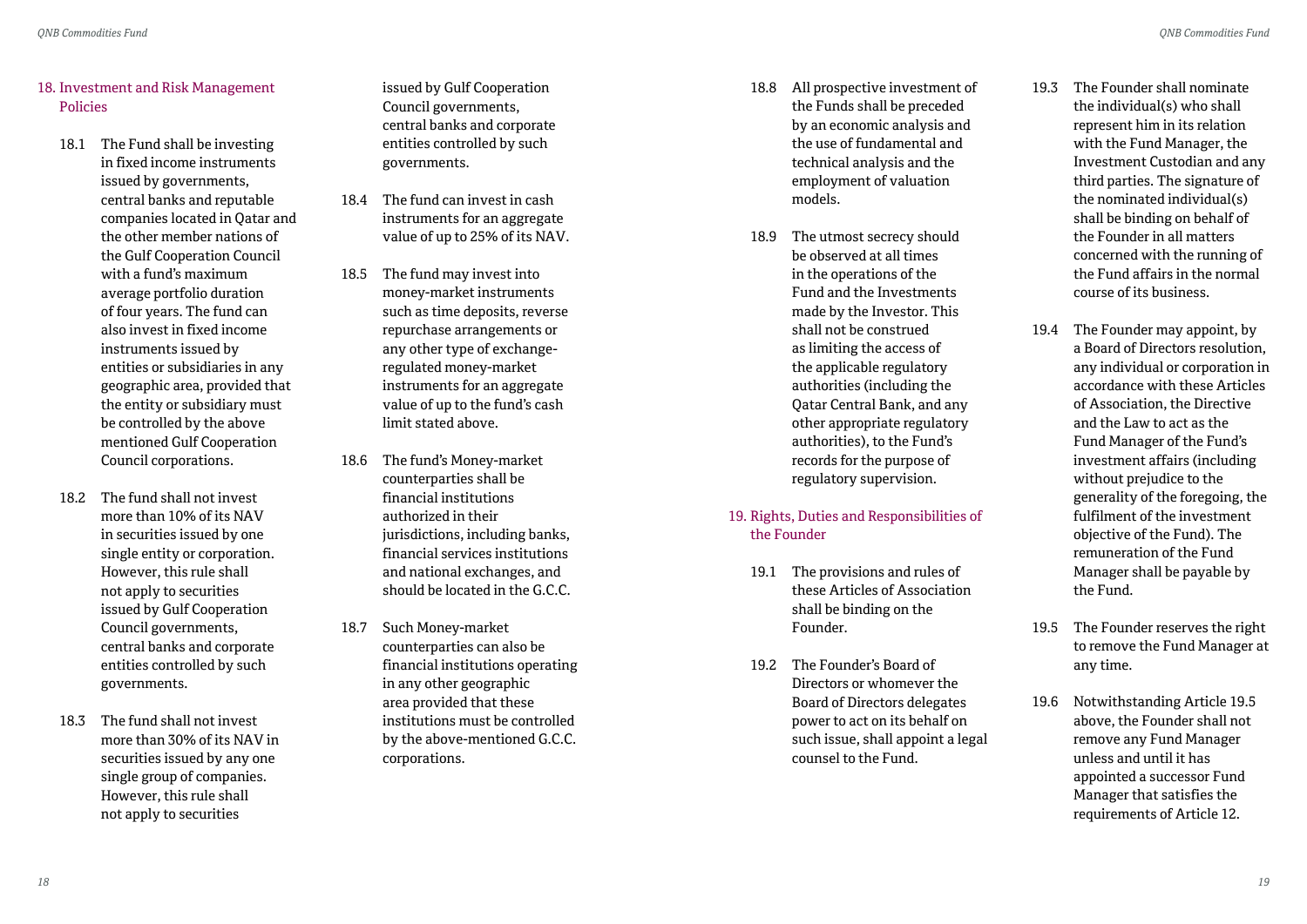## 18. Investment and Risk Management Policies

18.1 The Fund shall be investing in fixed income instruments issued by governments, central banks and reputable companies located in Qatar and the other member nations of the Gulf Cooperation Council with a fund's maximum average portfolio duration of four years. The fund can also invest in fixed income instruments issued by entities or subsidiaries in any geographic area, provided that the entity or subsidiary must be controlled by the above mentioned Gulf Cooperation Council corporations.

18.2 The fund shall not invest more than 10% of its NAV in securities issued by one single entity or corporation. However, this rule shall not apply to securities issued by Gulf Cooperation Council governments, central banks and corporate entities controlled by such governments.

18.3 The fund shall not invest more than 30% of its NAV in securities issued by any one single group of companies. However, this rule shall not apply to securities issued by Gulf Cooperation Council governments, central banks and corporate entities controlled by such governments.

18.4 The fund can invest in cash instruments for an aggregate value of up to 25% of its NAV.

18.5 The fund may invest into money-market instruments such as time deposits, reverse repurchase arrangements or any other type of exchange-regulated money-market instruments for an aggregate value of up to the fund's cash limit stated above.

18.6 The fund's Money-market counterparties shall be financial institutions authorized in their jurisdictions, including banks, financial services institutions and national exchanges, and should be located in the G.C.C.

18.7 Such Money-market counterparties can also be financial institutions operating in any other geographic area provided that these institutions must be controlled by the above-mentioned G.C.C. corporations.

18.8 All prospective investment of the Funds shall be preceded by an economic analysis and the use of fundamental and technical analysis and the employment of valuation models.

18.9 The utmost secrecy should be observed at all times in the operations of the Fund and the Investments made by the Investor. This shall not be construed as limiting the access of the applicable regulatory authorities (including the Qatar Central Bank, and any other appropriate regulatory authorities), to the Fund's records for the purpose of regulatory supervision.

## 19. Rights, Duties and Responsibilities of the Founder

19.1 The provisions and rules of these Articles of Association shall be binding on the Founder.

19.2 The Founder's Board of Directors or whomever the Board of Directors delegates power to act on its behalf on such issue, shall appoint a legal counsel to the Fund.

19.3 The Founder shall nominate the individual(s) who shall represent him in its relation with the Fund Manager, the Investment Custodian and any third parties. The signature of the nominated individual(s) shall be binding on behalf of the Founder in all matters concerned with the running of the Fund affairs in the normal course of its business.

19.4 The Founder may appoint, by a Board of Directors resolution, any individual or corporation in accordance with these Articles of Association, the Directive and the Law to act as the Fund Manager of the Fund's investment affairs (including without prejudice to the generality of the foregoing, the fulfilment of the investment objective of the Fund). The remuneration of the Fund Manager shall be payable by the Fund.

19.5 The Founder reserves the right to remove the Fund Manager at any time.

19.6 Notwithstanding Article 19.5 above, the Founder shall not remove any Fund Manager unless and until it has appointed a successor Fund Manager that satisfies the requirements of Article 12.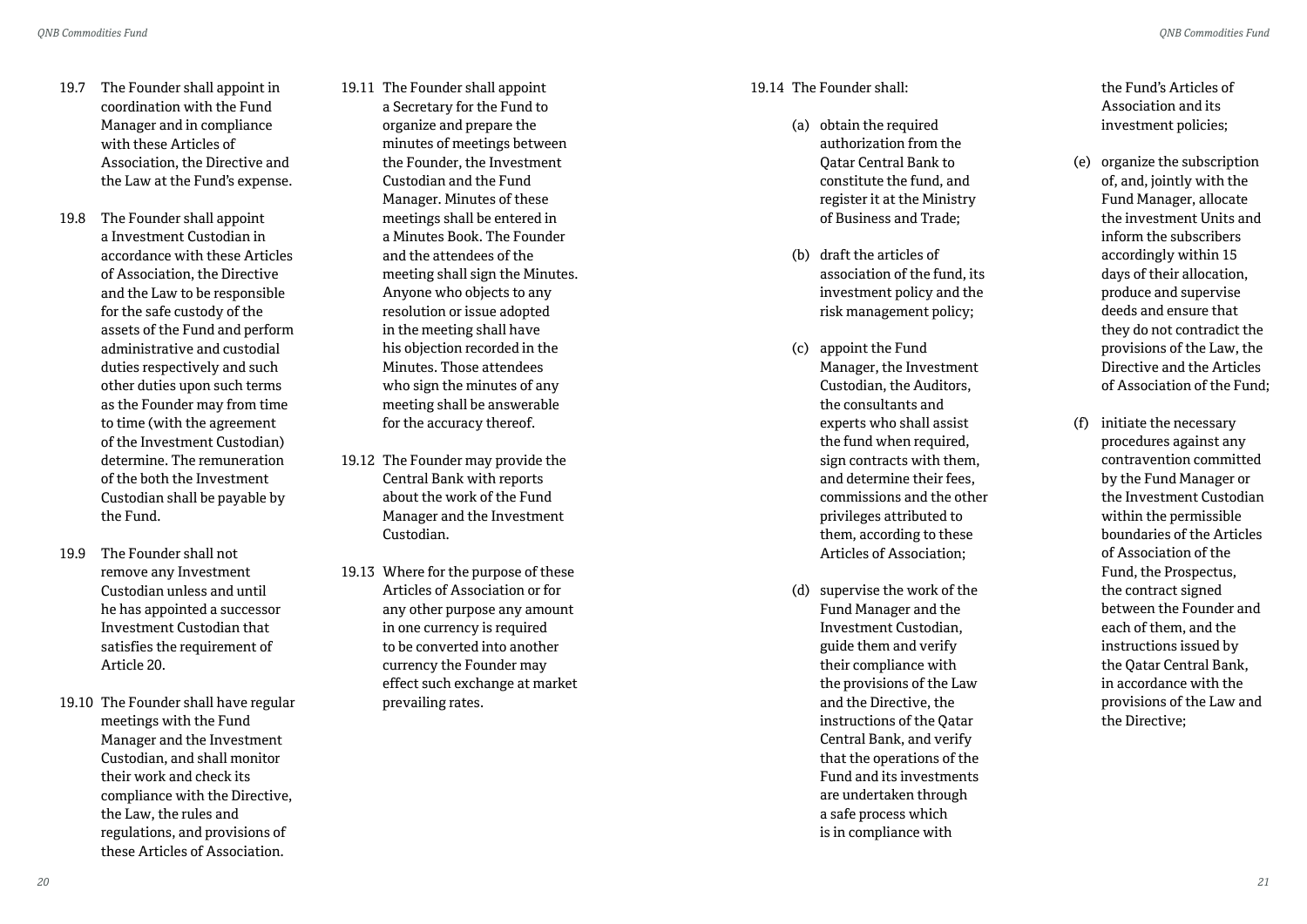19.7 The Founder shall appoint in coordination with the Fund Manager and in compliance with these Articles of Association, the Directive and the Law at the Fund's expense.

19.8 The Founder shall appoint a Investment Custodian in accordance with these Articles of Association, the Directive and the Law to be responsible for the safe custody of the assets of the Fund and perform administrative and custodial duties respectively and such other duties upon such terms as the Founder may from time to time (with the agreement of the Investment Custodian) determine. The remuneration of the both the Investment Custodian shall be payable by the Fund.

19.9 The Founder shall not remove any Investment Custodian unless and until he has appointed a successor Investment Custodian that satisfies the requirement of Article 20.

19.10 The Founder shall have regular meetings with the Fund Manager and the Investment Custodian, and shall monitor their work and check its compliance with the Directive, the Law, the rules and regulations, and provisions of these Articles of Association.

19.11 The Founder shall appoint a Secretary for the Fund to organize and prepare the minutes of meetings between the Founder, the Investment Custodian and the Fund Manager. Minutes of these meetings shall be entered in a Minutes Book. The Founder and the attendees of the meeting shall sign the Minutes. Anyone who objects to any resolution or issue adopted in the meeting shall have his objection recorded in the Minutes. Those attendees who sign the minutes of any meeting shall be answerable for the accuracy thereof.

19.12 The Founder may provide the Central Bank with reports about the work of the Fund Manager and the Investment Custodian.

19.13 Where for the purpose of these Articles of Association or for any other purpose any amount in one currency is required to be converted into another currency the Founder may effect such exchange at market prevailing rates.

19.14 The Founder shall:

(a) obtain the required authorization from the Qatar Central Bank to constitute the fund, and register it at the Ministry of Business and Trade;

(b) draft the articles of association of the fund, its investment policy and the risk management policy;

(c) appoint the Fund Manager, the Investment Custodian, the Auditors, the consultants and experts who shall assist the fund when required, sign contracts with them, and determine their fees, commissions and the other privileges attributed to them, according to these Articles of Association;

(d) supervise the work of the Fund Manager and the Investment Custodian, guide them and verify their compliance with the provisions of the Law and the Directive, the instructions of the Qatar Central Bank, and verify that the operations of the Fund and its investments are undertaken through a safe process which is in compliance with the Fund's Articles of Association and its investment policies;

(e) organize the subscription of, and, jointly with the Fund Manager, allocate the investment Units and inform the subscribers accordingly within 15 days of their allocation, produce and supervise deeds and ensure that they do not contradict the provisions of the Law, the Directive and the Articles of Association of the Fund;

(f) initiate the necessary procedures against any contravention committed by the Fund Manager or the Investment Custodian within the permissible boundaries of the Articles of Association of the Fund, the Prospectus, the contract signed between the Founder and each of them, and the instructions issued by the Qatar Central Bank, in accordance with the provisions of the Law and the Directive;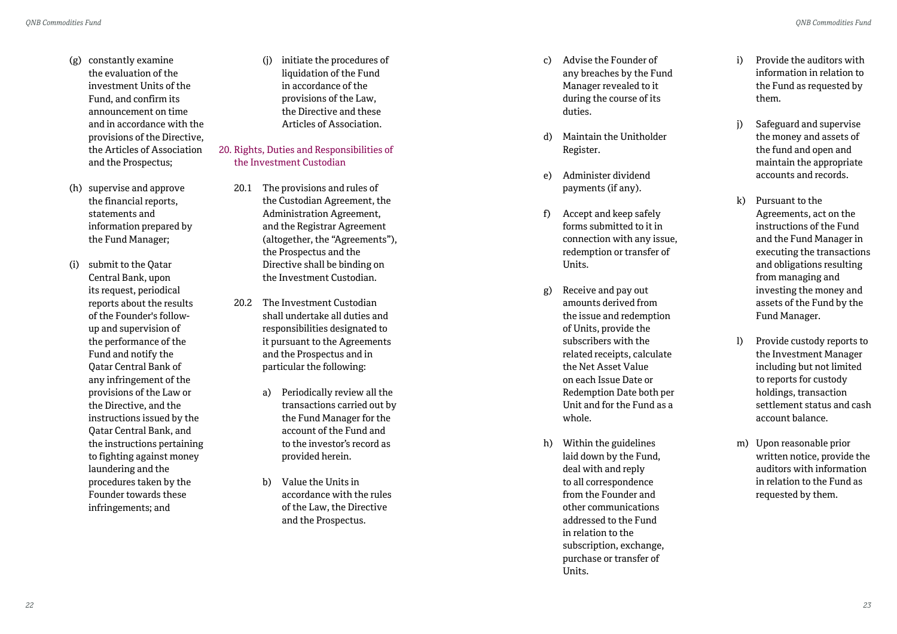(g) constantly examine the evaluation of the investment Units of the Fund, and confirm its announcement on time and in accordance with the provisions of the Directive, the Articles of Association and the Prospectus;

(h) supervise and approve the financial reports, statements and information prepared by the Fund Manager;

(i) submit to the Qatar Central Bank, upon its request, periodical reports about the results of the Founder's follow-up and supervision of the performance of the Fund and notify the Qatar Central Bank of any infringement of the provisions of the Law or the Directive, and the instructions issued by the Qatar Central Bank, and the instructions pertaining to fighting against money laundering and the procedures taken by the Founder towards these infringements; and

(j) initiate the procedures of liquidation of the Fund in accordance with the provisions of the Law, the Directive and these Articles of Association.

## 20. Rights, Duties and Responsibilities of the Investment Custodian

20.1 The provisions and rules of the Custodian Agreement, the Administration Agreement, and the Registrar Agreement (altogether, the "Agreements"), the Prospectus and the Directive shall be binding on the Investment Custodian.

20.2 The Investment Custodian shall undertake all duties and responsibilities designated to it pursuant to the Agreements and the Prospectus and in particular the following:

a) Periodically review all the transactions carried out by the Fund Manager for the account of the Fund and to the investor's record as provided herein.

b) Value the Units in accordance with the rules of the Law, the Directive and the Prospectus.

c) Advise the Founder of any breaches by the Fund Manager revealed to it during the course of its duties.

d) Maintain the Unitholder Register.

e) Administer dividend payments (if any).

f) Accept and keep safely forms submitted to it in connection with any issue, redemption or transfer of Units.

g) Receive and pay out amounts derived from the issue and redemption of Units, provide the subscribers with the related receipts, calculate the Net Asset Value on each Issue Date or Redemption Date both per Unit and for the Fund as a whole.

h) Within the guidelines laid down by the Fund, deal with and reply to all correspondence from the Founder and other communications addressed to the Fund in relation to the subscription, exchange, purchase or transfer of Units.

i) Provide the auditors with information in relation to the Fund as requested by them.

j) Safeguard and supervise the money and assets of the fund and open and maintain the appropriate accounts and records.

k) Pursuant to the Agreements, act on the instructions of the Fund and the Fund Manager in executing the transactions and obligations resulting from managing and investing the money and assets of the Fund by the Fund Manager.

l) Provide custody reports to the Investment Manager including but not limited to reports for custody holdings, transaction settlement status and cash account balance.

m) Upon reasonable prior written notice, provide the auditors with information in relation to the Fund as requested by them.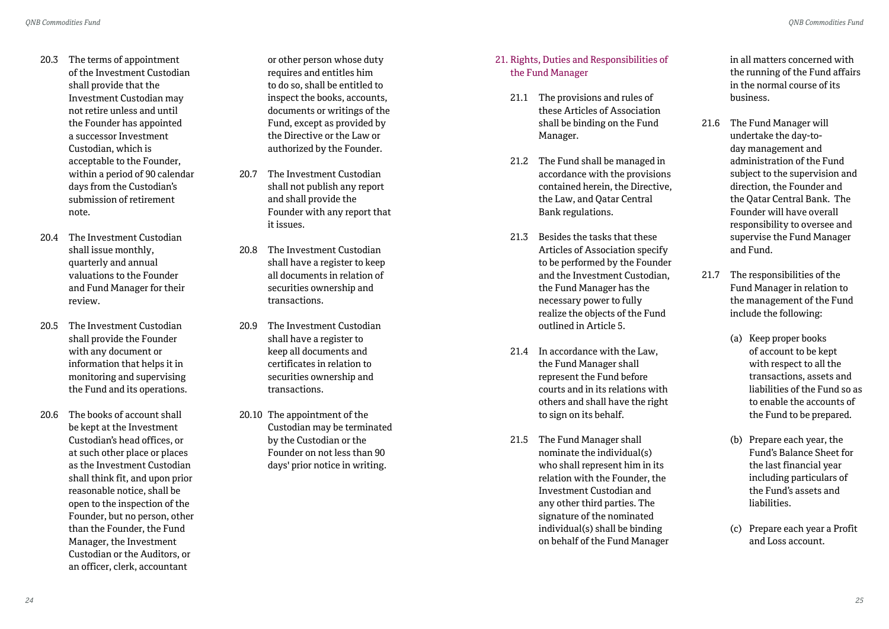20.3 The terms of appointment of the Investment Custodian shall provide that the Investment Custodian may not retire unless and until the Founder has appointed a successor Investment Custodian, which is acceptable to the Founder, within a period of 90 calendar days from the Custodian's submission of retirement note.

20.4 The Investment Custodian shall issue monthly, quarterly and annual valuations to the Founder and Fund Manager for their review.

20.5 The Investment Custodian shall provide the Founder with any document or information that helps it in monitoring and supervising the Fund and its operations.

20.6 The books of account shall be kept at the Investment Custodian's head offices, or at such other place or places as the Investment Custodian shall think fit, and upon prior reasonable notice, shall be open to the inspection of the Founder, but no person, other than the Founder, the Fund Manager, the Investment Custodian or the Auditors, or an officer, clerk, accountant or other person whose duty requires and entitles him to do so, shall be entitled to inspect the books, accounts, documents or writings of the Fund, except as provided by the Directive or the Law or authorized by the Founder.

20.7 The Investment Custodian shall not publish any report and shall provide the Founder with any report that it issues.

20.8 The Investment Custodian shall have a register to keep all documents in relation of securities ownership and transactions.

20.9 The Investment Custodian shall have a register to keep all documents and certificates in relation to securities ownership and transactions.

20.10 The appointment of the Custodian may be terminated by the Custodian or the Founder on not less than 90 days' prior notice in writing.

## 21. Rights, Duties and Responsibilities of the Fund Manager

21.1 The provisions and rules of these Articles of Association shall be binding on the Fund Manager.

21.2 The Fund shall be managed in accordance with the provisions contained herein, the Directive, the Law, and Qatar Central Bank regulations.

21.3 Besides the tasks that these Articles of Association specify to be performed by the Founder and the Investment Custodian, the Fund Manager has the necessary power to fully realize the objects of the Fund outlined in Article 5.

21.4 In accordance with the Law, the Fund Manager shall represent the Fund before courts and in its relations with others and shall have the right to sign on its behalf.

21.5 The Fund Manager shall nominate the individual(s) who shall represent him in its relation with the Founder, the Investment Custodian and any other third parties. The signature of the nominated individual(s) shall be binding on behalf of the Fund Manager in all matters concerned with the running of the Fund affairs in the normal course of its business.

21.6 The Fund Manager will undertake the day-to-day management and administration of the Fund subject to the supervision and direction, the Founder and the Qatar Central Bank. The Founder will have overall responsibility to oversee and supervise the Fund Manager and Fund.

21.7 The responsibilities of the Fund Manager in relation to the management of the Fund include the following:

(a) Keep proper books of account to be kept with respect to all the transactions, assets and liabilities of the Fund so as to enable the accounts of the Fund to be prepared.

(b) Prepare each year, the Fund's Balance Sheet for the last financial year including particulars of the Fund's assets and liabilities.

(c) Prepare each year a Profit and Loss account.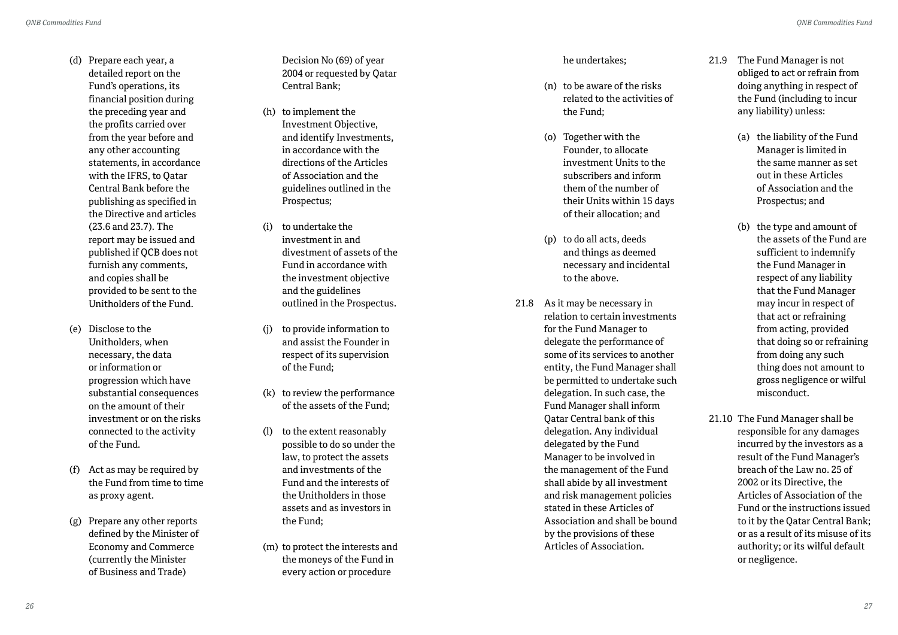(d) Prepare each year, a detailed report on the Fund's operations, its financial position during the preceding year and the profits carried over from the year before and any other accounting statements, in accordance with the IFRS, to Qatar Central Bank before the publishing as specified in the Directive and articles (23.6 and 23.7). The report may be issued and published if QCB does not furnish any comments, and copies shall be provided to be sent to the Unitholders of the Fund.

(e) Disclose to the Unitholders, when necessary, the data or information or progression which have substantial consequences on the amount of their investment or on the risks connected to the activity of the Fund.

(f) Act as may be required by the Fund from time to time as proxy agent.

(g) Prepare any other reports defined by the Minister of Economy and Commerce (currently the Minister of Business and Trade) Decision No (69) of year 2004 or requested by Qatar Central Bank;

(h) to implement the Investment Objective, and identify Investments, in accordance with the directions of the Articles of Association and the guidelines outlined in the Prospectus;

(i) to undertake the investment in and divestment of assets of the Fund in accordance with the investment objective and the guidelines outlined in the Prospectus.

(j) to provide information to and assist the Founder in respect of its supervision of the Fund;

(k) to review the performance of the assets of the Fund;

(l) to the extent reasonably possible to do so under the law, to protect the assets and investments of the Fund and the interests of the Unitholders in those assets and as investors in the Fund;

(m) to protect the interests and the moneys of the Fund in every action or procedure he undertakes;

(n) to be aware of the risks related to the activities of the Fund;

(o) Together with the Founder, to allocate investment Units to the subscribers and inform them of the number of their Units within 15 days of their allocation; and

(p) to do all acts, deeds and things as deemed necessary and incidental to the above.

21.8 As it may be necessary in relation to certain investments for the Fund Manager to delegate the performance of some of its services to another entity, the Fund Manager shall be permitted to undertake such delegation. In such case, the Fund Manager shall inform Qatar Central bank of this delegation. Any individual delegated by the Fund Manager to be involved in the management of the Fund shall abide by all investment and risk management policies stated in these Articles of Association and shall be bound by the provisions of these Articles of Association.

21.9 The Fund Manager is not obliged to act or refrain from doing anything in respect of the Fund (including to incur any liability) unless:

(a) the liability of the Fund Manager is limited in the same manner as set out in these Articles of Association and the Prospectus; and

(b) the type and amount of the assets of the Fund are sufficient to indemnify the Fund Manager in respect of any liability that the Fund Manager may incur in respect of that act or refraining from acting, provided that doing so or refraining from doing any such thing does not amount to gross negligence or wilful misconduct.

21.10 The Fund Manager shall be responsible for any damages incurred by the investors as a result of the Fund Manager's breach of the Law no. 25 of 2002 or its Directive, the Articles of Association of the Fund or the instructions issued to it by the Qatar Central Bank; or as a result of its misuse of its authority; or its wilful default or negligence.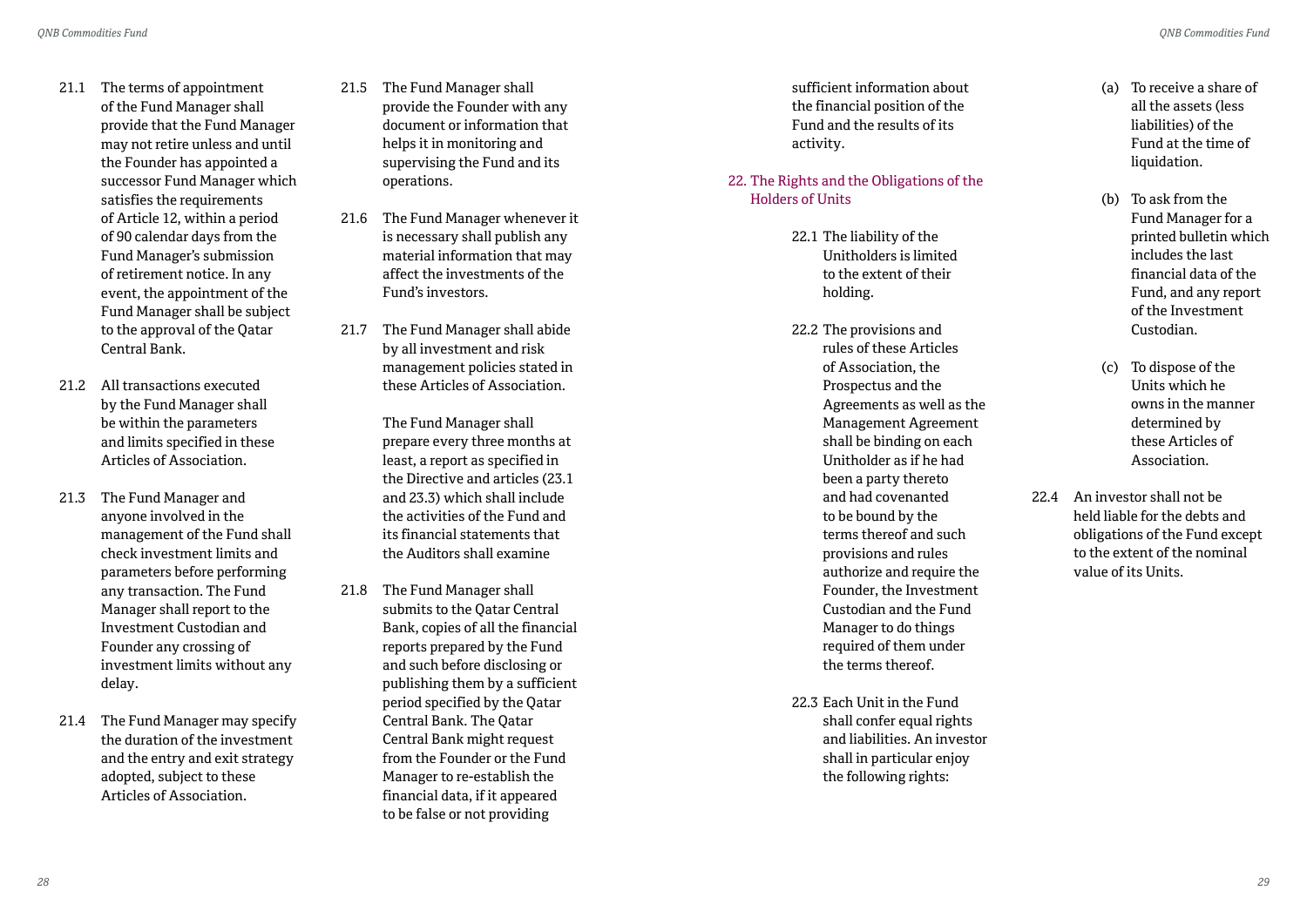21.1 The terms of appointment of the Fund Manager shall provide that the Fund Manager may not retire unless and until the Founder has appointed a successor Fund Manager which satisfies the requirements of Article 12, within a period of 90 calendar days from the Fund Manager's submission of retirement notice. In any event, the appointment of the Fund Manager shall be subject to the approval of the Qatar Central Bank.

21.2 All transactions executed by the Fund Manager shall be within the parameters and limits specified in these Articles of Association.

21.3 The Fund Manager and anyone involved in the management of the Fund shall check investment limits and parameters before performing any transaction. The Fund Manager shall report to the Investment Custodian and Founder any crossing of investment limits without any delay.

21.4 The Fund Manager may specify the duration of the investment and the entry and exit strategy adopted, subject to these Articles of Association.

21.5 The Fund Manager shall provide the Founder with any document or information that helps it in monitoring and supervising the Fund and its operations.

21.6 The Fund Manager whenever it is necessary shall publish any material information that may affect the investments of the Fund's investors.

21.7 The Fund Manager shall abide by all investment and risk management policies stated in these Articles of Association.

The Fund Manager shall prepare every three months at least, a report as specified in the Directive and articles (23.1 and 23.3) which shall include the activities of the Fund and its financial statements that the Auditors shall examine

21.8 The Fund Manager shall submits to the Qatar Central Bank, copies of all the financial reports prepared by the Fund and such before disclosing or publishing them by a sufficient period specified by the Qatar Central Bank. The Qatar Central Bank might request from the Founder or the Fund Manager to re-establish the financial data, if it appeared to be false or not providing sufficient information about the financial position of the Fund and the results of its activity.

## 22. The Rights and the Obligations of the Holders of Units

22.1 The liability of the Unitholders is limited to the extent of their holding.

22.2 The provisions and rules of these Articles of Association, the Prospectus and the Agreements as well as the Management Agreement shall be binding on each Unitholder as if he had been a party thereto and had covenanted to be bound by the terms thereof and such provisions and rules authorize and require the Founder, the Investment Custodian and the Fund Manager to do things required of them under the terms thereof.

22.3 Each Unit in the Fund shall confer equal rights and liabilities. An investor shall in particular enjoy the following rights:

(a) To receive a share of all the assets (less liabilities) of the Fund at the time of liquidation.

(b) To ask from the Fund Manager for a printed bulletin which includes the last financial data of the Fund, and any report of the Investment Custodian.

(c) To dispose of the Units which he owns in the manner determined by these Articles of Association.

22.4 An investor shall not be held liable for the debts and obligations of the Fund except to the extent of the nominal value of its Units.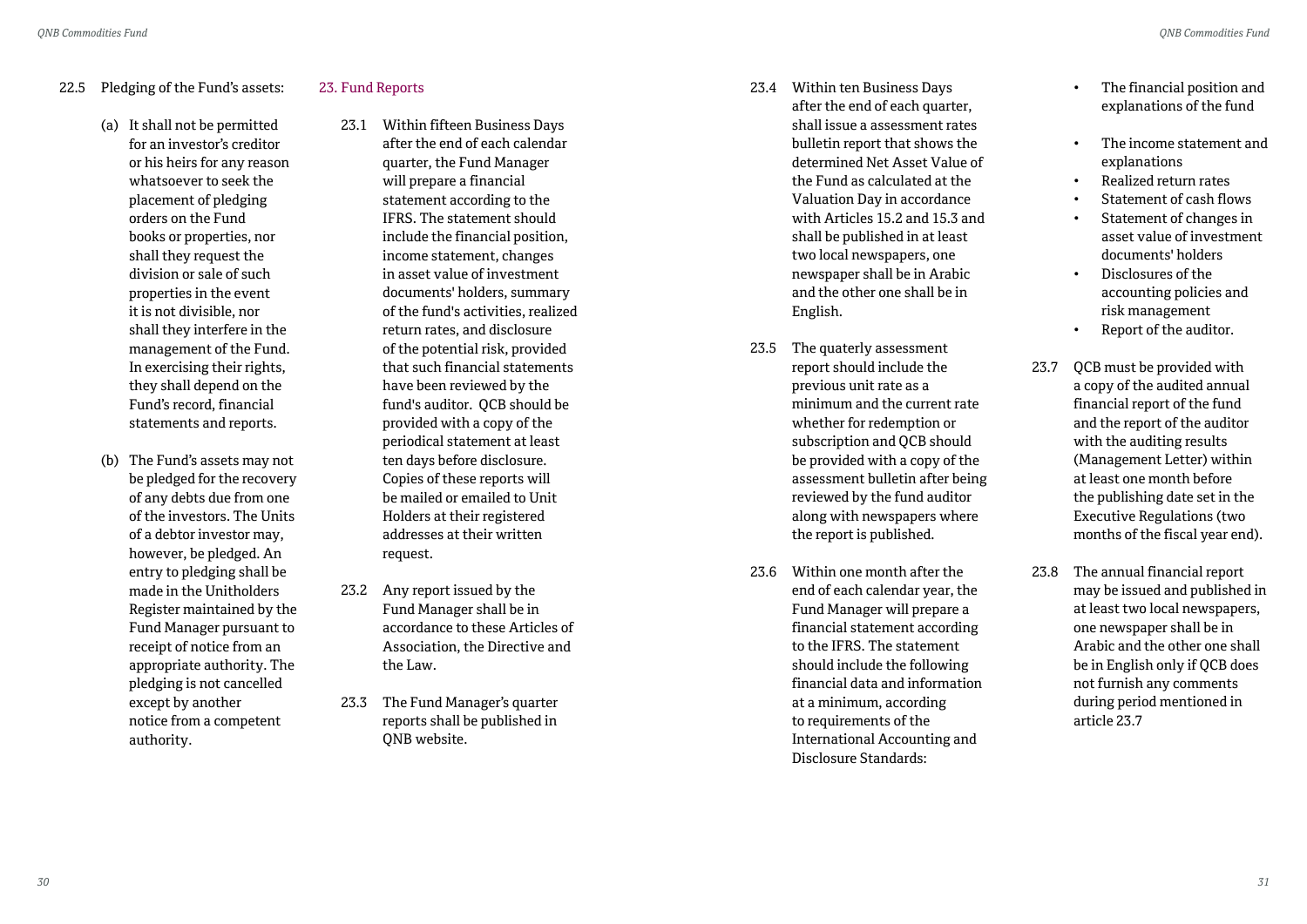22.5 Pledging of the Fund's assets:

(a) It shall not be permitted for an investor's creditor or his heirs for any reason whatsoever to seek the placement of pledging orders on the Fund books or properties, nor shall they request the division or sale of such properties in the event it is not divisible, nor shall they interfere in the management of the Fund. In exercising their rights, they shall depend on the Fund's record, financial statements and reports.

(b) The Fund's assets may not be pledged for the recovery of any debts due from one of the investors. The Units of a debtor investor may, however, be pledged. An entry to pledging shall be made in the Unitholders Register maintained by the Fund Manager pursuant to receipt of notice from an appropriate authority. The pledging is not cancelled except by another notice from a competent authority.

## 23. Fund Reports

23.1 Within fifteen Business Days after the end of each calendar quarter, the Fund Manager will prepare a financial statement according to the IFRS. The statement should include the financial position, income statement, changes in asset value of investment documents' holders, summary of the fund's activities, realized return rates, and disclosure of the potential risk, provided that such financial statements have been reviewed by the fund's auditor. QCB should be provided with a copy of the periodical statement at least ten days before disclosure. Copies of these reports will be mailed or emailed to Unit Holders at their registered addresses at their written request.

23.2 Any report issued by the Fund Manager shall be in accordance to these Articles of Association, the Directive and the Law.

23.3 The Fund Manager's quarter reports shall be published in QNB website.

23.4 Within ten Business Days after the end of each quarter, shall issue a assessment rates bulletin report that shows the determined Net Asset Value of the Fund as calculated at the Valuation Day in accordance with Articles 15.2 and 15.3 and shall be published in at least two local newspapers, one newspaper shall be in Arabic and the other one shall be in English.

23.5 The quaterly assessment report should include the previous unit rate as a minimum and the current rate whether for redemption or subscription and QCB should be provided with a copy of the assessment bulletin after being reviewed by the fund auditor along with newspapers where the report is published.

23.6 Within one month after the end of each calendar year, the Fund Manager will prepare a financial statement according to the IFRS. The statement should include the following financial data and information at a minimum, according to requirements of the International Accounting and Disclosure Standards:

- The financial position and explanations of the fund
- The income statement and explanations
- Realized return rates
- Statement of cash flows
- Statement of changes in asset value of investment documents' holders
- Disclosures of the accounting policies and risk management
- Report of the auditor.

23.7 QCB must be provided with a copy of the audited annual financial report of the fund and the report of the auditor with the auditing results (Management Letter) within at least one month before the publishing date set in the Executive Regulations (two months of the fiscal year end).

23.8 The annual financial report may be issued and published in at least two local newspapers, one newspaper shall be in Arabic and the other one shall be in English only if QCB does not furnish any comments during period mentioned in article 23.7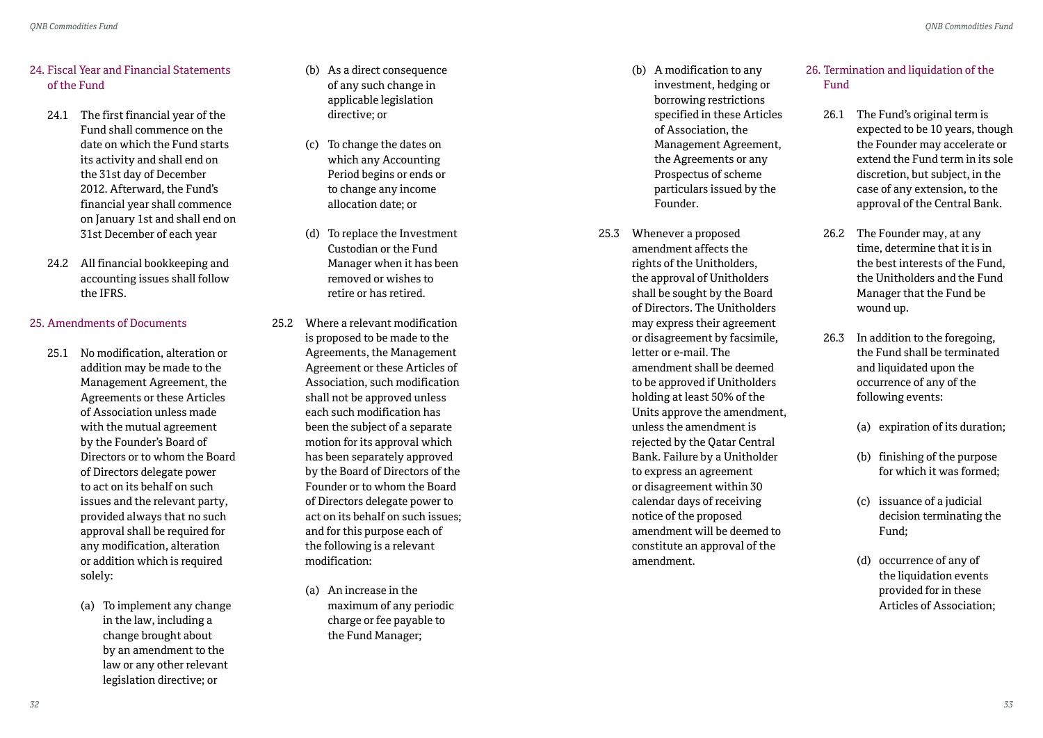## 24. Fiscal Year and Financial Statements of the Fund

24.1 The first financial year of the Fund shall commence on the date on which the Fund starts its activity and shall end on the 31st day of December 2012. Afterward, the Fund's financial year shall commence on January 1st and shall end on 31st December of each year

24.2 All financial bookkeeping and accounting issues shall follow the IFRS.

## 25. Amendments of Documents

25.1 No modification, alteration or addition may be made to the Management Agreement, the Agreements or these Articles of Association unless made with the mutual agreement by the Founder's Board of Directors or to whom the Board of Directors delegate power to act on its behalf on such issues and the relevant party, provided always that no such approval shall be required for any modification, alteration or addition which is required solely:

(a) To implement any change in the law, including a change brought about by an amendment to the law or any other relevant legislation directive; or

(b) As a direct consequence of any such change in applicable legislation directive; or

(c) To change the dates on which any Accounting Period begins or ends or to change any income allocation date; or

(d) To replace the Investment Custodian or the Fund Manager when it has been removed or wishes to retire or has retired.

25.2 Where a relevant modification is proposed to be made to the Agreements, the Management Agreement or these Articles of Association, such modification shall not be approved unless each such modification has been the subject of a separate motion for its approval which has been separately approved by the Board of Directors of the Founder or to whom the Board of Directors delegate power to act on its behalf on such issues; and for this purpose each of the following is a relevant modification:

(a) An increase in the maximum of any periodic charge or fee payable to the Fund Manager;

(b) A modification to any investment, hedging or borrowing restrictions specified in these Articles of Association, the Management Agreement, the Agreements or any Prospectus of scheme particulars issued by the Founder.

25.3 Whenever a proposed amendment affects the rights of the Unitholders, the approval of Unitholders shall be sought by the Board of Directors. The Unitholders may express their agreement or disagreement by facsimile, letter or e-mail. The amendment shall be deemed to be approved if Unitholders holding at least 50% of the Units approve the amendment, unless the amendment is rejected by the Qatar Central Bank. Failure by a Unitholder to express an agreement or disagreement within 30 calendar days of receiving notice of the proposed amendment will be deemed to constitute an approval of the amendment.

## 26. Termination and liquidation of the Fund

26.1 The Fund's original term is expected to be 10 years, though the Founder may accelerate or extend the Fund term in its sole discretion, but subject, in the case of any extension, to the approval of the Central Bank.

26.2 The Founder may, at any time, determine that it is in the best interests of the Fund, the Unitholders and the Fund Manager that the Fund be wound up.

26.3 In addition to the foregoing, the Fund shall be terminated and liquidated upon the occurrence of any of the following events:

(a) expiration of its duration;

(b) finishing of the purpose for which it was formed;

(c) issuance of a judicial decision terminating the Fund;

(d) occurrence of any of the liquidation events provided for in these Articles of Association;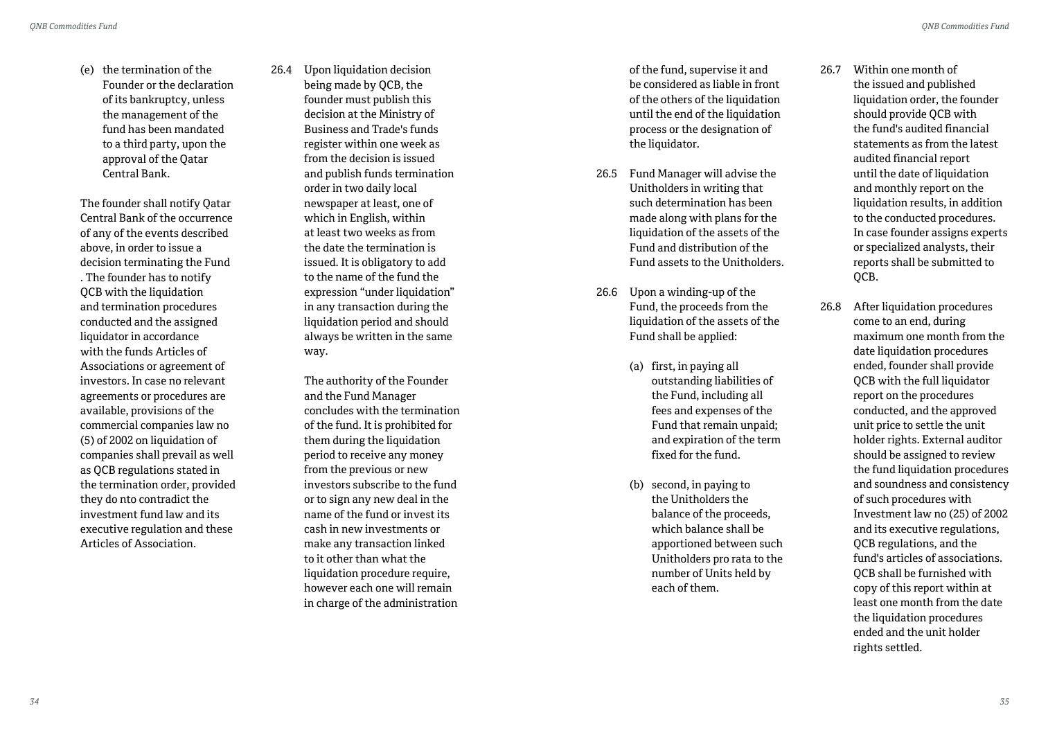(e) the termination of the Founder or the declaration of its bankruptcy, unless the management of the fund has been mandated to a third party, upon the approval of the Qatar Central Bank.

The founder shall notify Qatar Central Bank of the occurrence of any of the events described above, in order to issue a decision terminating the Fund . The founder has to notify QCB with the liquidation and termination procedures conducted and the assigned liquidator in accordance with the funds Articles of Associations or agreement of investors. In case no relevant agreements or procedures are available, provisions of the commercial companies law no (5) of 2002 on liquidation of companies shall prevail as well as QCB regulations stated in the termination order, provided they do nto contradict the investment fund law and its executive regulation and these Articles of Association.

26.4 Upon liquidation decision being made by QCB, the founder must publish this decision at the Ministry of Business and Trade's funds register within one week as from the decision is issued and publish funds termination order in two daily local newspaper at least, one of which in English, within at least two weeks as from the date the termination is issued. It is obligatory to add to the name of the fund the expression "under liquidation" in any transaction during the liquidation period and should always be written in the same way.

The authority of the Founder and the Fund Manager concludes with the termination of the fund. It is prohibited for them during the liquidation period to receive any money from the previous or new investors subscribe to the fund or to sign any new deal in the name of the fund or invest its cash in new investments or make any transaction linked to it other than what the liquidation procedure require, however each one will remain in charge of the administration of the fund, supervise it and be considered as liable in front of the others of the liquidation until the end of the liquidation process or the designation of the liquidator.

26.5 Fund Manager will advise the Unitholders in writing that such determination has been made along with plans for the liquidation of the assets of the Fund and distribution of the Fund assets to the Unitholders.

26.6 Upon a winding-up of the Fund, the proceeds from the liquidation of the assets of the Fund shall be applied:

(a) first, in paying all outstanding liabilities of the Fund, including all fees and expenses of the Fund that remain unpaid; and expiration of the term fixed for the fund.

(b) second, in paying to the Unitholders the balance of the proceeds, which balance shall be apportioned between such Unitholders pro rata to the number of Units held by each of them.

26.7 Within one month of the issued and published liquidation order, the founder should provide QCB with the fund's audited financial statements as from the latest audited financial report until the date of liquidation and monthly report on the liquidation results, in addition to the conducted procedures. In case founder assigns experts or specialized analysts, their reports shall be submitted to QCB.

26.8 After liquidation procedures come to an end, during maximum one month from the date liquidation procedures ended, founder shall provide QCB with the full liquidator report on the procedures conducted, and the approved unit price to settle the unit holder rights. External auditor should be assigned to review the fund liquidation procedures and soundness and consistency of such procedures with Investment law no (25) of 2002 and its executive regulations, QCB regulations, and the fund's articles of associations. QCB shall be furnished with copy of this report within at least one month from the date the liquidation procedures ended and the unit holder rights settled.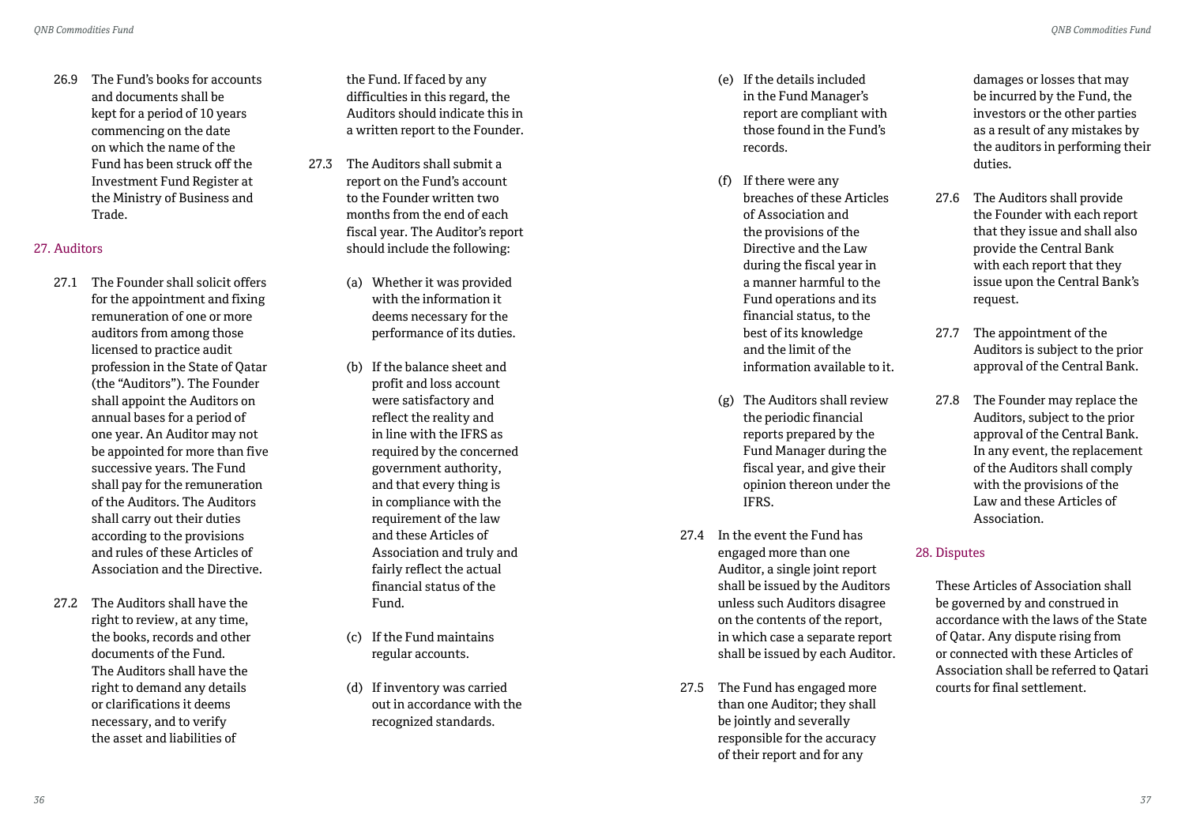26.9 The Fund's books for accounts and documents shall be kept for a period of 10 years commencing on the date on which the name of the Fund has been struck off the Investment Fund Register at the Ministry of Business and Trade.

## 27. Auditors

27.1 The Founder shall solicit offers for the appointment and fixing remuneration of one or more auditors from among those licensed to practice audit profession in the State of Qatar (the "Auditors"). The Founder shall appoint the Auditors on annual bases for a period of one year. An Auditor may not be appointed for more than five successive years. The Fund shall pay for the remuneration of the Auditors. The Auditors shall carry out their duties according to the provisions and rules of these Articles of Association and the Directive.

27.2 The Auditors shall have the right to review, at any time, the books, records and other documents of the Fund. The Auditors shall have the right to demand any details or clarifications it deems necessary, and to verify the asset and liabilities of the Fund. If faced by any difficulties in this regard, the Auditors should indicate this in a written report to the Founder.

27.3 The Auditors shall submit a report on the Fund's account to the Founder written two months from the end of each fiscal year. The Auditor's report should include the following:

(a) Whether it was provided with the information it deems necessary for the performance of its duties.

(b) If the balance sheet and profit and loss account were satisfactory and reflect the reality and in line with the IFRS as required by the concerned government authority, and that every thing is in compliance with the requirement of the law and these Articles of Association and truly and fairly reflect the actual financial status of the Fund.

(c) If the Fund maintains regular accounts.

(d) If inventory was carried out in accordance with the recognized standards.

(e) If the details included in the Fund Manager's report are compliant with those found in the Fund's records.

(f) If there were any breaches of these Articles of Association and the provisions of the Directive and the Law during the fiscal year in a manner harmful to the Fund operations and its financial status, to the best of its knowledge and the limit of the information available to it.

(g) The Auditors shall review the periodic financial reports prepared by the Fund Manager during the fiscal year, and give their opinion thereon under the IFRS.

27.4 In the event the Fund has engaged more than one Auditor, a single joint report shall be issued by the Auditors unless such Auditors disagree on the contents of the report, in which case a separate report shall be issued by each Auditor.

27.5 The Fund has engaged more than one Auditor; they shall be jointly and severally responsible for the accuracy of their report and for any damages or losses that may be incurred by the Fund, the investors or the other parties as a result of any mistakes by the auditors in performing their duties.

27.6 The Auditors shall provide the Founder with each report that they issue and shall also provide the Central Bank with each report that they issue upon the Central Bank's request.

27.7 The appointment of the Auditors is subject to the prior approval of the Central Bank.

27.8 The Founder may replace the Auditors, subject to the prior approval of the Central Bank. In any event, the replacement of the Auditors shall comply with the provisions of the Law and these Articles of Association.

## 28. Disputes

These Articles of Association shall be governed by and construed in accordance with the laws of the State of Qatar. Any dispute rising from or connected with these Articles of Association shall be referred to Qatari courts for final settlement.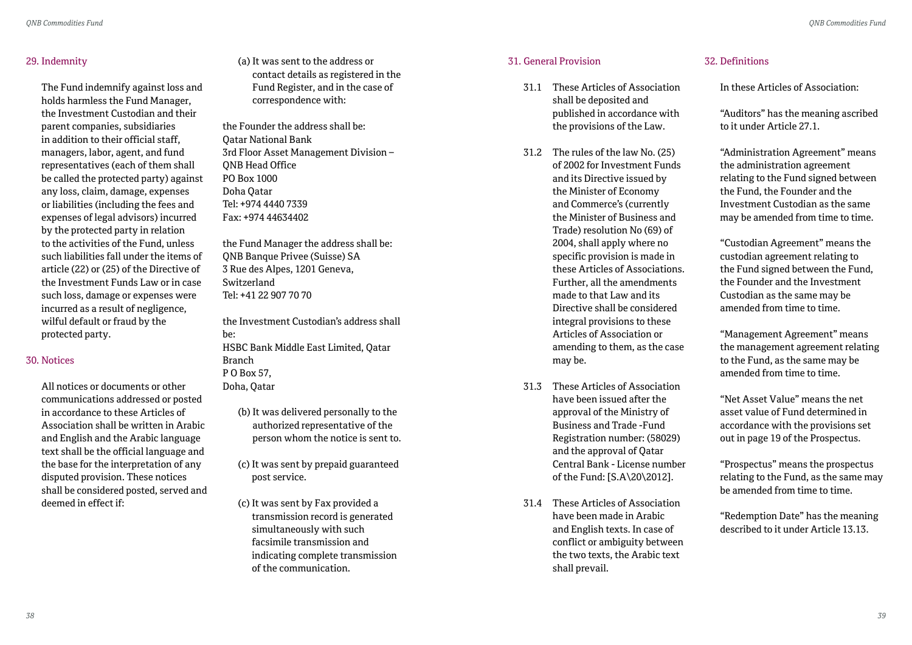## 29. Indemnity

The Fund indemnify against loss and holds harmless the Fund Manager, the Investment Custodian and their parent companies, subsidiaries in addition to their official staff, managers, labor, agent, and fund representatives (each of them shall be called the protected party) against any loss, claim, damage, expenses or liabilities (including the fees and expenses of legal advisors) incurred by the protected party in relation to the activities of the Fund, unless such liabilities fall under the items of article (22) or (25) of the Directive of the Investment Funds Law or in case such loss, damage or expenses were incurred as a result of negligence, wilful default or fraud by the protected party.

## 30. Notices

All notices or documents or other communications addressed or posted in accordance to these Articles of Association shall be written in Arabic and English and the Arabic language text shall be the official language and the base for the interpretation of any disputed provision. These notices shall be considered posted, served and deemed in effect if:

(a) It was sent to the address or contact details as registered in the Fund Register, and in the case of correspondence with:

the Founder the address shall be:
Qatar National Bank
3rd Floor Asset Management Division – QNB Head Office
PO Box 1000
Doha Qatar
Tel: +974 4440 7339
Fax: +974 44634402

the Fund Manager the address shall be:
QNB Banque Privee (Suisse) SA
3 Rue des Alpes, 1201 Geneva,
Switzerland
Tel: +41 22 907 70 70

the Investment Custodian's address shall be:
HSBC Bank Middle East Limited, Qatar Branch
P O Box 57,
Doha, Qatar

(b) It was delivered personally to the authorized representative of the person whom the notice is sent to.

(c) It was sent by prepaid guaranteed post service.

(c) It was sent by Fax provided a transmission record is generated simultaneously with such facsimile transmission and indicating complete transmission of the communication.

## 31. General Provision

31.1 These Articles of Association shall be deposited and published in accordance with the provisions of the Law.

31.2 The rules of the law No. (25) of 2002 for Investment Funds and its Directive issued by the Minister of Economy and Commerce's (currently the Minister of Business and Trade) resolution No (69) of 2004, shall apply where no specific provision is made in these Articles of Associations. Further, all the amendments made to that Law and its Directive shall be considered integral provisions to these Articles of Association or amending to them, as the case may be.

31.3 These Articles of Association have been issued after the approval of the Ministry of Business and Trade -Fund Registration number: (58029) and the approval of Qatar Central Bank - License number of the Fund: [S.A\20\2012].

31.4 These Articles of Association have been made in Arabic and English texts. In case of conflict or ambiguity between the two texts, the Arabic text shall prevail.

## 32. Definitions

In these Articles of Association:

"Auditors" has the meaning ascribed to it under Article 27.1.

"Administration Agreement" means the administration agreement relating to the Fund signed between the Fund, the Founder and the Investment Custodian as the same may be amended from time to time.

"Custodian Agreement" means the custodian agreement relating to the Fund signed between the Fund, the Founder and the Investment Custodian as the same may be amended from time to time.

"Management Agreement" means the management agreement relating to the Fund, as the same may be amended from time to time.

"Net Asset Value" means the net asset value of Fund determined in accordance with the provisions set out in page 19 of the Prospectus.

"Prospectus" means the prospectus relating to the Fund, as the same may be amended from time to time.

"Redemption Date" has the meaning described to it under Article 13.13.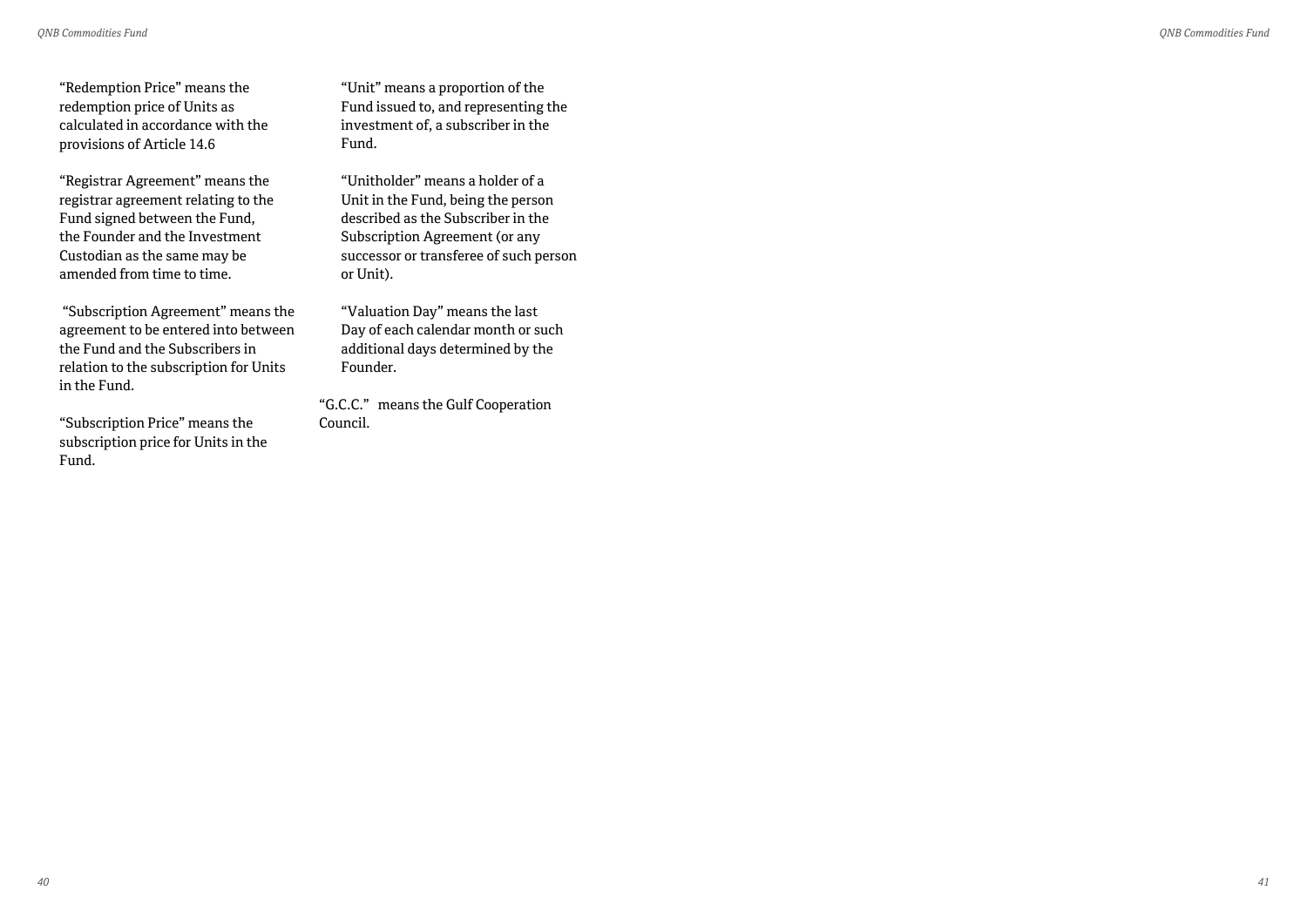"Redemption Price" means the redemption price of Units as calculated in accordance with the provisions of Article 14.6

"Registrar Agreement" means the registrar agreement relating to the Fund signed between the Fund, the Founder and the Investment Custodian as the same may be amended from time to time.

"Subscription Agreement" means the agreement to be entered into between the Fund and the Subscribers in relation to the subscription for Units in the Fund.

"Subscription Price" means the subscription price for Units in the Fund.

"Unit" means a proportion of the Fund issued to, and representing the investment of, a subscriber in the Fund.

"Unitholder" means a holder of a Unit in the Fund, being the person described as the Subscriber in the Subscription Agreement (or any successor or transferee of such person or Unit).

"Valuation Day" means the last Day of each calendar month or such additional days determined by the Founder.

"G.C.C." means the Gulf Cooperation Council.